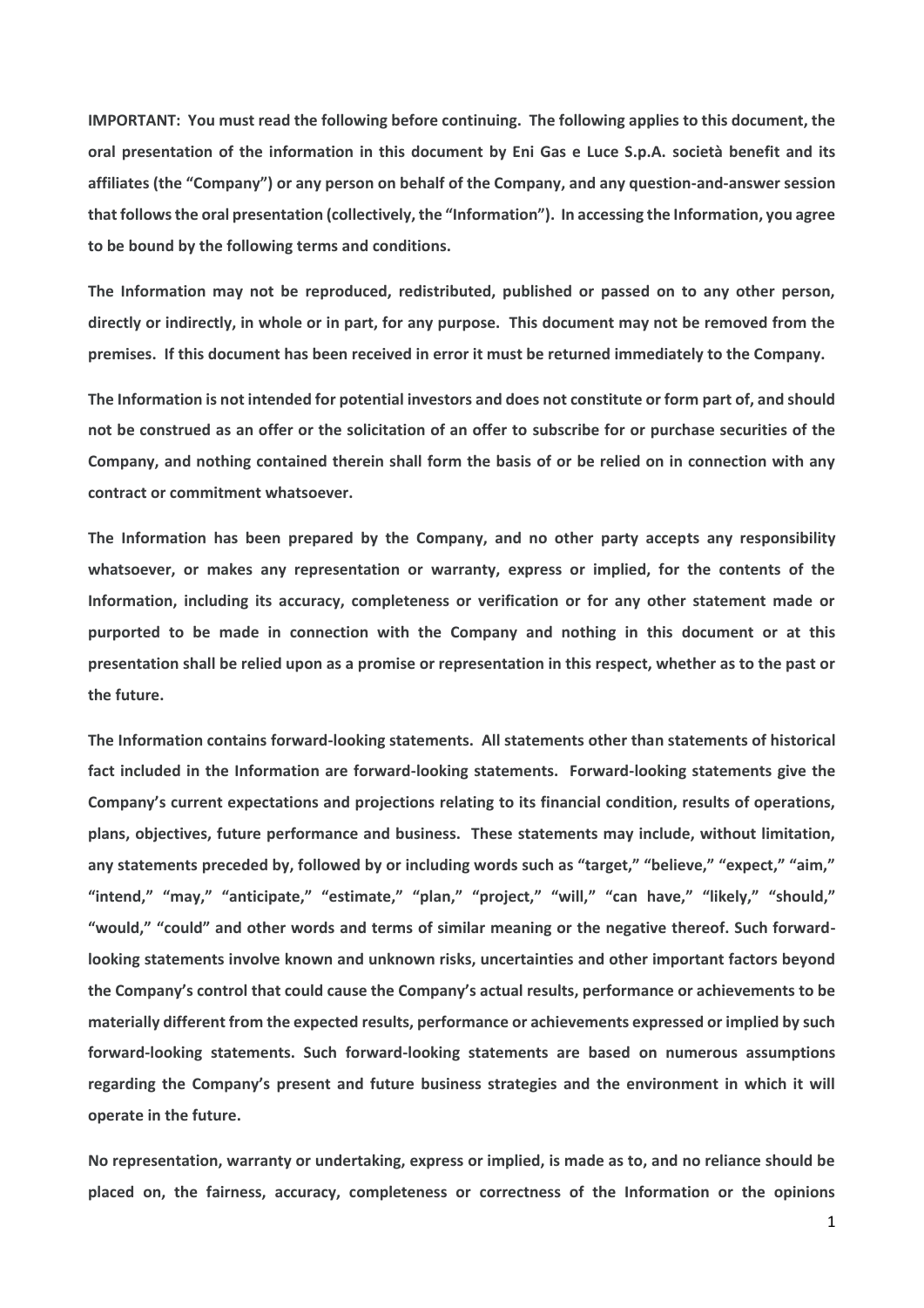**IMPORTANT: You must read the following before continuing. The following applies to this document, the oral presentation of the information in this document by Eni Gas e Luce S.p.A. società benefit and its affiliates (the "Company") or any person on behalf of the Company, and any question-and-answer session that follows the oral presentation (collectively, the "Information"). In accessing the Information, you agree to be bound by the following terms and conditions.**

**The Information may not be reproduced, redistributed, published or passed on to any other person, directly or indirectly, in whole or in part, for any purpose. This document may not be removed from the premises. If this document has been received in error it must be returned immediately to the Company.**

**The Information is not intended for potential investors and does not constitute or form part of, and should not be construed as an offer or the solicitation of an offer to subscribe for or purchase securities of the Company, and nothing contained therein shall form the basis of or be relied on in connection with any contract or commitment whatsoever.**

**The Information has been prepared by the Company, and no other party accepts any responsibility whatsoever, or makes any representation or warranty, express or implied, for the contents of the Information, including its accuracy, completeness or verification or for any other statement made or purported to be made in connection with the Company and nothing in this document or at this presentation shall be relied upon as a promise or representation in this respect, whether as to the past or the future.**

**The Information contains forward-looking statements. All statements other than statements of historical fact included in the Information are forward-looking statements. Forward-looking statements give the Company's current expectations and projections relating to its financial condition, results of operations, plans, objectives, future performance and business. These statements may include, without limitation, any statements preceded by, followed by or including words such as "target," "believe," "expect," "aim," "intend," "may," "anticipate," "estimate," "plan," "project," "will," "can have," "likely," "should," "would," "could" and other words and terms of similar meaning or the negative thereof. Such forward-looking statements involve known and unknown risks, uncertainties and other important factors beyond the Company's control that could cause the Company's actual results, performance or achievements to be materially different from the expected results, performance or achievements expressed or implied by such forward-looking statements. Such forward-looking statements are based on numerous assumptions regarding the Company's present and future business strategies and the environment in which it will operate in the future.**

**No representation, warranty or undertaking, express or implied, is made as to, and no reliance should be placed on, the fairness, accuracy, completeness or correctness of the Information or the opinions**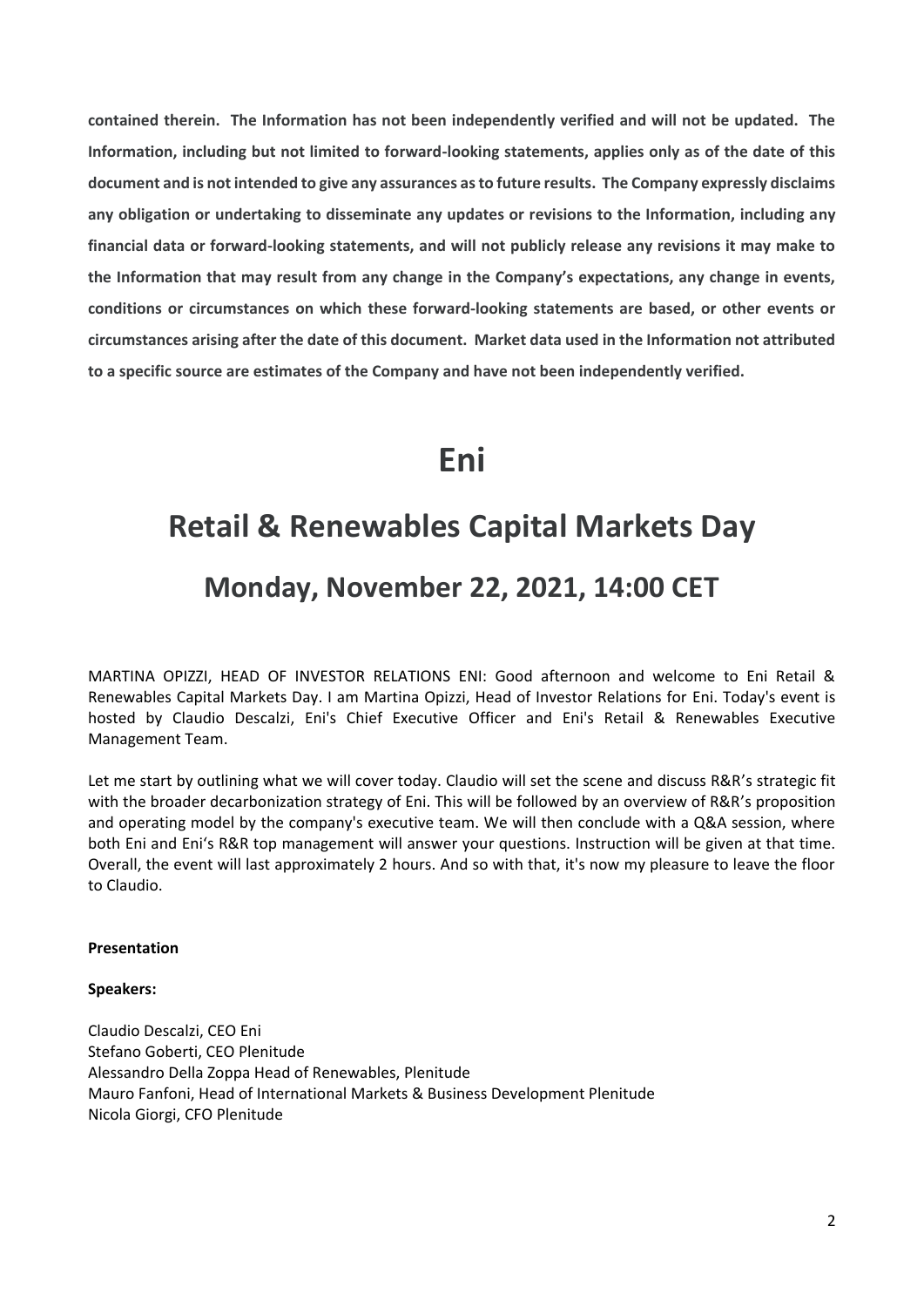**contained therein. The Information has not been independently verified and will not be updated. The Information, including but not limited to forward-looking statements, applies only as of the date of this document and is not intended to give any assurances as to future results. The Company expressly disclaims any obligation or undertaking to disseminate any updates or revisions to the Information, including any financial data or forward-looking statements, and will not publicly release any revisions it may make to the Information that may result from any change in the Company's expectations, any change in events, conditions or circumstances on which these forward-looking statements are based, or other events or circumstances arising after the date of this document. Market data used in the Information not attributed to a specific source are estimates of the Company and have not been independently verified.**

# Eni

# Retail & Renewables Capital Markets Day

## Monday, November 22, 2021, 14:00 CET

MARTINA OPIZZI, HEAD OF INVESTOR RELATIONS ENI: Good afternoon and welcome to Eni Retail & Renewables Capital Markets Day. I am Martina Opizzi, Head of Investor Relations for Eni. Today's event is hosted by Claudio Descalzi, Eni's Chief Executive Officer and Eni's Retail & Renewables Executive Management Team.

Let me start by outlining what we will cover today. Claudio will set the scene and discuss R&R's strategic fit with the broader decarbonization strategy of Eni. This will be followed by an overview of R&R's proposition and operating model by the company's executive team. We will then conclude with a Q&A session, where both Eni and Eni's R&R top management will answer your questions. Instruction will be given at that time. Overall, the event will last approximately 2 hours. And so with that, it's now my pleasure to leave the floor to Claudio.

**Presentation**

**Speakers:**

Claudio Descalzi, CEO Eni
Stefano Goberti, CEO Plenitude
Alessandro Della Zoppa Head of Renewables, Plenitude
Mauro Fanfoni, Head of International Markets & Business Development Plenitude
Nicola Giorgi, CFO Plenitude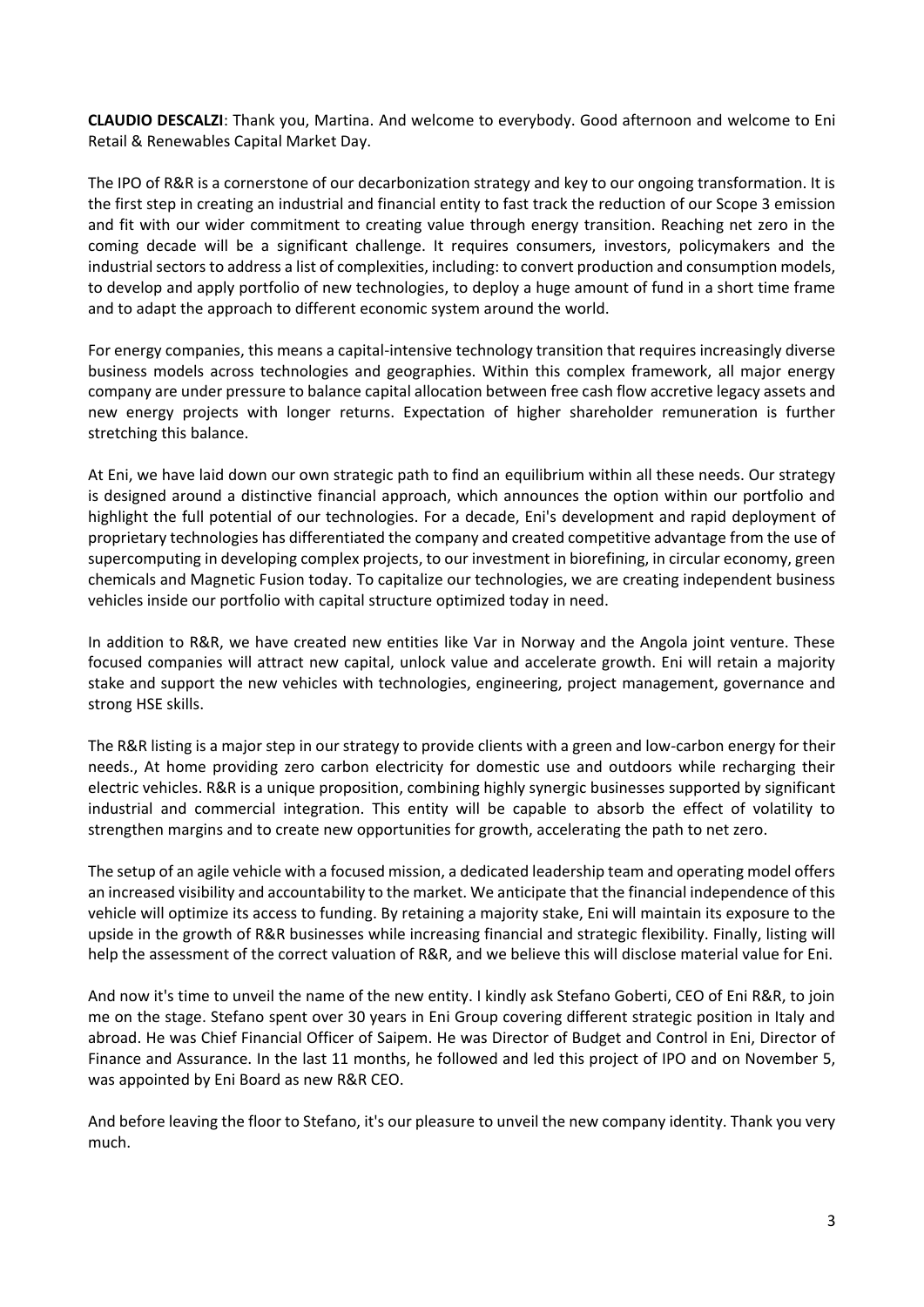**CLAUDIO DESCALZI**: Thank you, Martina. And welcome to everybody. Good afternoon and welcome to Eni Retail & Renewables Capital Market Day.

The IPO of R&R is a cornerstone of our decarbonization strategy and key to our ongoing transformation. It is the first step in creating an industrial and financial entity to fast track the reduction of our Scope 3 emission and fit with our wider commitment to creating value through energy transition. Reaching net zero in the coming decade will be a significant challenge. It requires consumers, investors, policymakers and the industrial sectors to address a list of complexities, including: to convert production and consumption models, to develop and apply portfolio of new technologies, to deploy a huge amount of fund in a short time frame and to adapt the approach to different economic system around the world.

For energy companies, this means a capital-intensive technology transition that requires increasingly diverse business models across technologies and geographies. Within this complex framework, all major energy company are under pressure to balance capital allocation between free cash flow accretive legacy assets and new energy projects with longer returns. Expectation of higher shareholder remuneration is further stretching this balance.

At Eni, we have laid down our own strategic path to find an equilibrium within all these needs. Our strategy is designed around a distinctive financial approach, which announces the option within our portfolio and highlight the full potential of our technologies. For a decade, Eni's development and rapid deployment of proprietary technologies has differentiated the company and created competitive advantage from the use of supercomputing in developing complex projects, to our investment in biorefining, in circular economy, green chemicals and Magnetic Fusion today. To capitalize our technologies, we are creating independent business vehicles inside our portfolio with capital structure optimized today in need.

In addition to R&R, we have created new entities like Var in Norway and the Angola joint venture. These focused companies will attract new capital, unlock value and accelerate growth. Eni will retain a majority stake and support the new vehicles with technologies, engineering, project management, governance and strong HSE skills.

The R&R listing is a major step in our strategy to provide clients with a green and low-carbon energy for their needs., At home providing zero carbon electricity for domestic use and outdoors while recharging their electric vehicles. R&R is a unique proposition, combining highly synergic businesses supported by significant industrial and commercial integration. This entity will be capable to absorb the effect of volatility to strengthen margins and to create new opportunities for growth, accelerating the path to net zero.

The setup of an agile vehicle with a focused mission, a dedicated leadership team and operating model offers an increased visibility and accountability to the market. We anticipate that the financial independence of this vehicle will optimize its access to funding. By retaining a majority stake, Eni will maintain its exposure to the upside in the growth of R&R businesses while increasing financial and strategic flexibility. Finally, listing will help the assessment of the correct valuation of R&R, and we believe this will disclose material value for Eni.

And now it's time to unveil the name of the new entity. I kindly ask Stefano Goberti, CEO of Eni R&R, to join me on the stage. Stefano spent over 30 years in Eni Group covering different strategic position in Italy and abroad. He was Chief Financial Officer of Saipem. He was Director of Budget and Control in Eni, Director of Finance and Assurance. In the last 11 months, he followed and led this project of IPO and on November 5, was appointed by Eni Board as new R&R CEO.

And before leaving the floor to Stefano, it's our pleasure to unveil the new company identity. Thank you very much.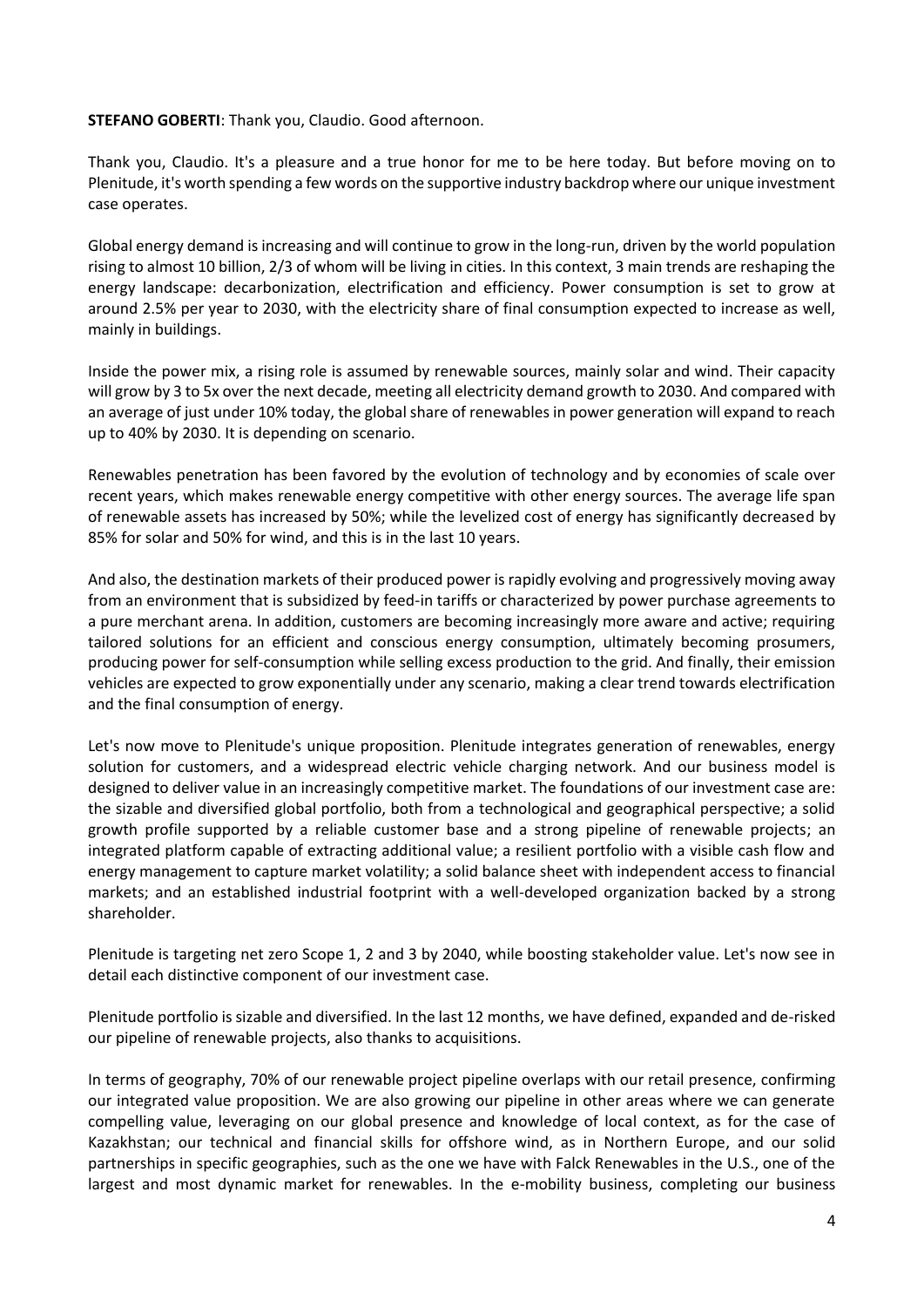**STEFANO GOBERTI**: Thank you, Claudio. Good afternoon.

Thank you, Claudio. It's a pleasure and a true honor for me to be here today. But before moving on to Plenitude, it's worth spending a few words on the supportive industry backdrop where our unique investment case operates.

Global energy demand is increasing and will continue to grow in the long-run, driven by the world population rising to almost 10 billion, 2/3 of whom will be living in cities. In this context, 3 main trends are reshaping the energy landscape: decarbonization, electrification and efficiency. Power consumption is set to grow at around 2.5% per year to 2030, with the electricity share of final consumption expected to increase as well, mainly in buildings.

Inside the power mix, a rising role is assumed by renewable sources, mainly solar and wind. Their capacity will grow by 3 to 5x over the next decade, meeting all electricity demand growth to 2030. And compared with an average of just under 10% today, the global share of renewables in power generation will expand to reach up to 40% by 2030. It is depending on scenario.

Renewables penetration has been favored by the evolution of technology and by economies of scale over recent years, which makes renewable energy competitive with other energy sources. The average life span of renewable assets has increased by 50%; while the levelized cost of energy has significantly decreased by 85% for solar and 50% for wind, and this is in the last 10 years.

And also, the destination markets of their produced power is rapidly evolving and progressively moving away from an environment that is subsidized by feed-in tariffs or characterized by power purchase agreements to a pure merchant arena. In addition, customers are becoming increasingly more aware and active; requiring tailored solutions for an efficient and conscious energy consumption, ultimately becoming prosumers, producing power for self-consumption while selling excess production to the grid. And finally, their emission vehicles are expected to grow exponentially under any scenario, making a clear trend towards electrification and the final consumption of energy.

Let's now move to Plenitude's unique proposition. Plenitude integrates generation of renewables, energy solution for customers, and a widespread electric vehicle charging network. And our business model is designed to deliver value in an increasingly competitive market. The foundations of our investment case are: the sizable and diversified global portfolio, both from a technological and geographical perspective; a solid growth profile supported by a reliable customer base and a strong pipeline of renewable projects; an integrated platform capable of extracting additional value; a resilient portfolio with a visible cash flow and energy management to capture market volatility; a solid balance sheet with independent access to financial markets; and an established industrial footprint with a well-developed organization backed by a strong shareholder.

Plenitude is targeting net zero Scope 1, 2 and 3 by 2040, while boosting stakeholder value. Let's now see in detail each distinctive component of our investment case.

Plenitude portfolio is sizable and diversified. In the last 12 months, we have defined, expanded and de-risked our pipeline of renewable projects, also thanks to acquisitions.

In terms of geography, 70% of our renewable project pipeline overlaps with our retail presence, confirming our integrated value proposition. We are also growing our pipeline in other areas where we can generate compelling value, leveraging on our global presence and knowledge of local context, as for the case of Kazakhstan; our technical and financial skills for offshore wind, as in Northern Europe, and our solid partnerships in specific geographies, such as the one we have with Falck Renewables in the U.S., one of the largest and most dynamic market for renewables. In the e-mobility business, completing our business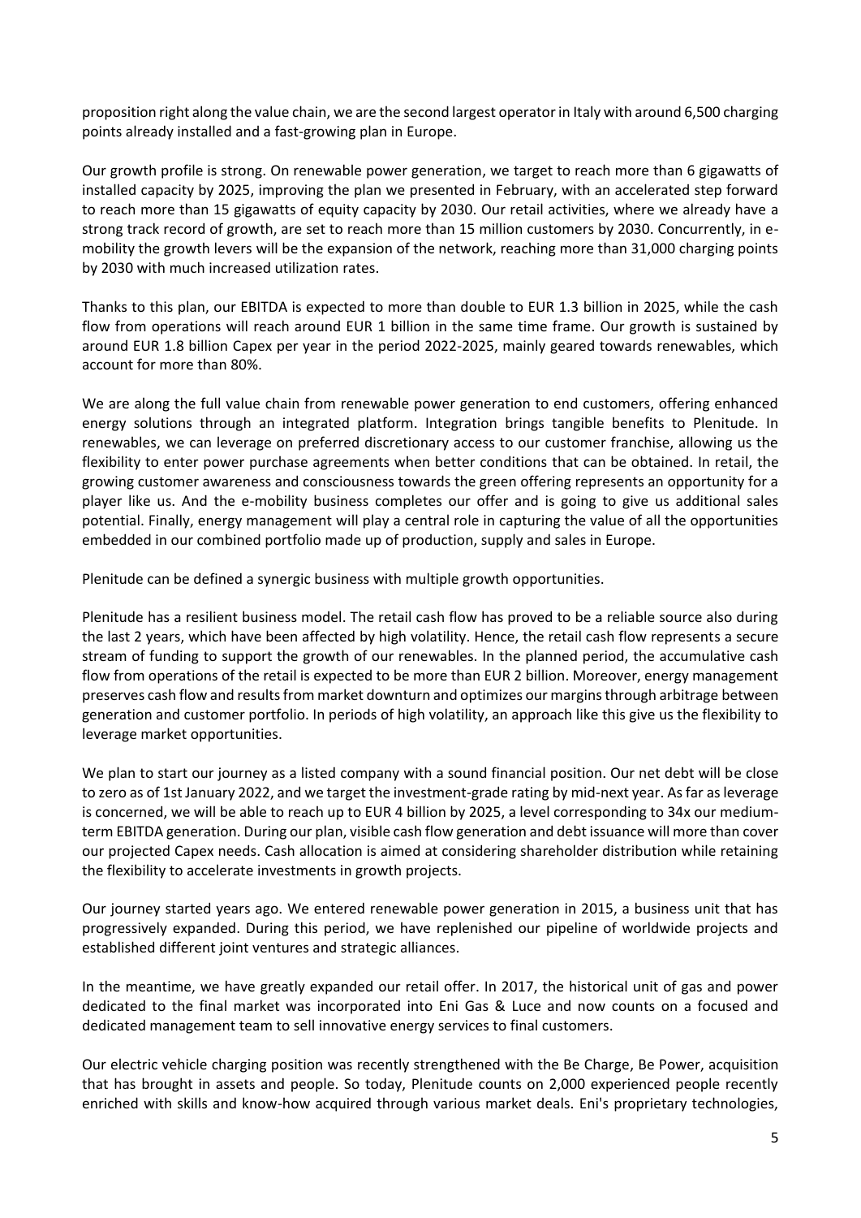proposition right along the value chain, we are the second largest operator in Italy with around 6,500 charging points already installed and a fast-growing plan in Europe.

Our growth profile is strong. On renewable power generation, we target to reach more than 6 gigawatts of installed capacity by 2025, improving the plan we presented in February, with an accelerated step forward to reach more than 15 gigawatts of equity capacity by 2030. Our retail activities, where we already have a strong track record of growth, are set to reach more than 15 million customers by 2030. Concurrently, in e-mobility the growth levers will be the expansion of the network, reaching more than 31,000 charging points by 2030 with much increased utilization rates.

Thanks to this plan, our EBITDA is expected to more than double to EUR 1.3 billion in 2025, while the cash flow from operations will reach around EUR 1 billion in the same time frame. Our growth is sustained by around EUR 1.8 billion Capex per year in the period 2022-2025, mainly geared towards renewables, which account for more than 80%.

We are along the full value chain from renewable power generation to end customers, offering enhanced energy solutions through an integrated platform. Integration brings tangible benefits to Plenitude. In renewables, we can leverage on preferred discretionary access to our customer franchise, allowing us the flexibility to enter power purchase agreements when better conditions that can be obtained. In retail, the growing customer awareness and consciousness towards the green offering represents an opportunity for a player like us. And the e-mobility business completes our offer and is going to give us additional sales potential. Finally, energy management will play a central role in capturing the value of all the opportunities embedded in our combined portfolio made up of production, supply and sales in Europe.

Plenitude can be defined a synergic business with multiple growth opportunities.

Plenitude has a resilient business model. The retail cash flow has proved to be a reliable source also during the last 2 years, which have been affected by high volatility. Hence, the retail cash flow represents a secure stream of funding to support the growth of our renewables. In the planned period, the accumulative cash flow from operations of the retail is expected to be more than EUR 2 billion. Moreover, energy management preserves cash flow and results from market downturn and optimizes our margins through arbitrage between generation and customer portfolio. In periods of high volatility, an approach like this give us the flexibility to leverage market opportunities.

We plan to start our journey as a listed company with a sound financial position. Our net debt will be close to zero as of 1st January 2022, and we target the investment-grade rating by mid-next year. As far as leverage is concerned, we will be able to reach up to EUR 4 billion by 2025, a level corresponding to 34x our medium-term EBITDA generation. During our plan, visible cash flow generation and debt issuance will more than cover our projected Capex needs. Cash allocation is aimed at considering shareholder distribution while retaining the flexibility to accelerate investments in growth projects.

Our journey started years ago. We entered renewable power generation in 2015, a business unit that has progressively expanded. During this period, we have replenished our pipeline of worldwide projects and established different joint ventures and strategic alliances.

In the meantime, we have greatly expanded our retail offer. In 2017, the historical unit of gas and power dedicated to the final market was incorporated into Eni Gas & Luce and now counts on a focused and dedicated management team to sell innovative energy services to final customers.

Our electric vehicle charging position was recently strengthened with the Be Charge, Be Power, acquisition that has brought in assets and people. So today, Plenitude counts on 2,000 experienced people recently enriched with skills and know-how acquired through various market deals. Eni's proprietary technologies,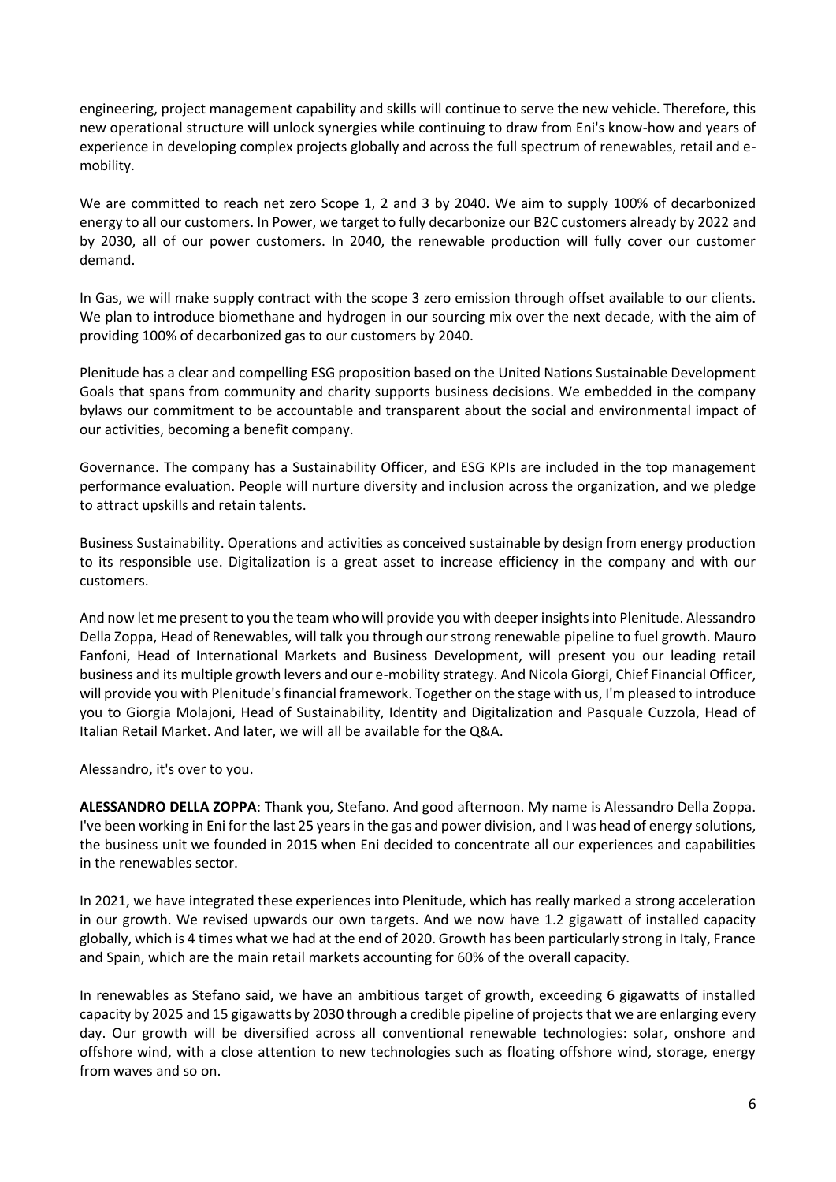engineering, project management capability and skills will continue to serve the new vehicle. Therefore, this new operational structure will unlock synergies while continuing to draw from Eni's know-how and years of experience in developing complex projects globally and across the full spectrum of renewables, retail and e-mobility.

We are committed to reach net zero Scope 1, 2 and 3 by 2040. We aim to supply 100% of decarbonized energy to all our customers. In Power, we target to fully decarbonize our B2C customers already by 2022 and by 2030, all of our power customers. In 2040, the renewable production will fully cover our customer demand.

In Gas, we will make supply contract with the scope 3 zero emission through offset available to our clients. We plan to introduce biomethane and hydrogen in our sourcing mix over the next decade, with the aim of providing 100% of decarbonized gas to our customers by 2040.

Plenitude has a clear and compelling ESG proposition based on the United Nations Sustainable Development Goals that spans from community and charity supports business decisions. We embedded in the company bylaws our commitment to be accountable and transparent about the social and environmental impact of our activities, becoming a benefit company.

Governance. The company has a Sustainability Officer, and ESG KPIs are included in the top management performance evaluation. People will nurture diversity and inclusion across the organization, and we pledge to attract upskills and retain talents.

Business Sustainability. Operations and activities as conceived sustainable by design from energy production to its responsible use. Digitalization is a great asset to increase efficiency in the company and with our customers.

And now let me present to you the team who will provide you with deeper insights into Plenitude. Alessandro Della Zoppa, Head of Renewables, will talk you through our strong renewable pipeline to fuel growth. Mauro Fanfoni, Head of International Markets and Business Development, will present you our leading retail business and its multiple growth levers and our e-mobility strategy. And Nicola Giorgi, Chief Financial Officer, will provide you with Plenitude's financial framework. Together on the stage with us, I'm pleased to introduce you to Giorgia Molajoni, Head of Sustainability, Identity and Digitalization and Pasquale Cuzzola, Head of Italian Retail Market. And later, we will all be available for the Q&A.

Alessandro, it's over to you.

**ALESSANDRO DELLA ZOPPA**: Thank you, Stefano. And good afternoon. My name is Alessandro Della Zoppa. I've been working in Eni for the last 25 years in the gas and power division, and I was head of energy solutions, the business unit we founded in 2015 when Eni decided to concentrate all our experiences and capabilities in the renewables sector.

In 2021, we have integrated these experiences into Plenitude, which has really marked a strong acceleration in our growth. We revised upwards our own targets. And we now have 1.2 gigawatt of installed capacity globally, which is 4 times what we had at the end of 2020. Growth has been particularly strong in Italy, France and Spain, which are the main retail markets accounting for 60% of the overall capacity.

In renewables as Stefano said, we have an ambitious target of growth, exceeding 6 gigawatts of installed capacity by 2025 and 15 gigawatts by 2030 through a credible pipeline of projects that we are enlarging every day. Our growth will be diversified across all conventional renewable technologies: solar, onshore and offshore wind, with a close attention to new technologies such as floating offshore wind, storage, energy from waves and so on.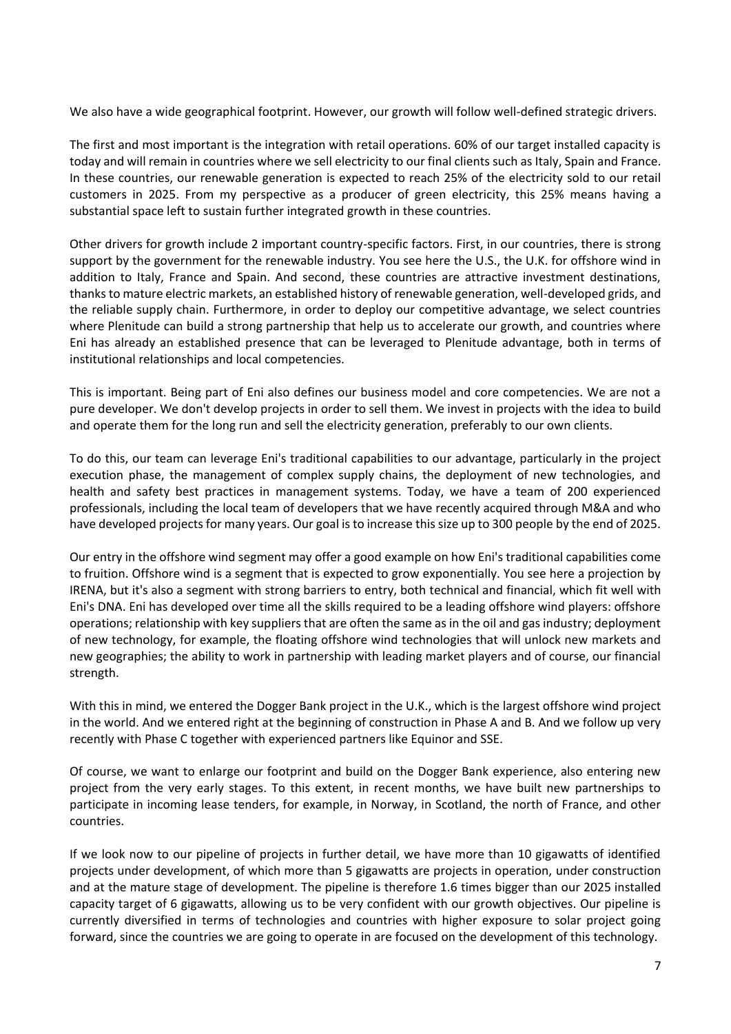We also have a wide geographical footprint. However, our growth will follow well-defined strategic drivers.

The first and most important is the integration with retail operations. 60% of our target installed capacity is today and will remain in countries where we sell electricity to our final clients such as Italy, Spain and France. In these countries, our renewable generation is expected to reach 25% of the electricity sold to our retail customers in 2025. From my perspective as a producer of green electricity, this 25% means having a substantial space left to sustain further integrated growth in these countries.

Other drivers for growth include 2 important country-specific factors. First, in our countries, there is strong support by the government for the renewable industry. You see here the U.S., the U.K. for offshore wind in addition to Italy, France and Spain. And second, these countries are attractive investment destinations, thanks to mature electric markets, an established history of renewable generation, well-developed grids, and the reliable supply chain. Furthermore, in order to deploy our competitive advantage, we select countries where Plenitude can build a strong partnership that help us to accelerate our growth, and countries where Eni has already an established presence that can be leveraged to Plenitude advantage, both in terms of institutional relationships and local competencies.

This is important. Being part of Eni also defines our business model and core competencies. We are not a pure developer. We don't develop projects in order to sell them. We invest in projects with the idea to build and operate them for the long run and sell the electricity generation, preferably to our own clients.

To do this, our team can leverage Eni's traditional capabilities to our advantage, particularly in the project execution phase, the management of complex supply chains, the deployment of new technologies, and health and safety best practices in management systems. Today, we have a team of 200 experienced professionals, including the local team of developers that we have recently acquired through M&A and who have developed projects for many years. Our goal is to increase this size up to 300 people by the end of 2025.

Our entry in the offshore wind segment may offer a good example on how Eni's traditional capabilities come to fruition. Offshore wind is a segment that is expected to grow exponentially. You see here a projection by IRENA, but it's also a segment with strong barriers to entry, both technical and financial, which fit well with Eni's DNA. Eni has developed over time all the skills required to be a leading offshore wind players: offshore operations; relationship with key suppliers that are often the same as in the oil and gas industry; deployment of new technology, for example, the floating offshore wind technologies that will unlock new markets and new geographies; the ability to work in partnership with leading market players and of course, our financial strength.

With this in mind, we entered the Dogger Bank project in the U.K., which is the largest offshore wind project in the world. And we entered right at the beginning of construction in Phase A and B. And we follow up very recently with Phase C together with experienced partners like Equinor and SSE.

Of course, we want to enlarge our footprint and build on the Dogger Bank experience, also entering new project from the very early stages. To this extent, in recent months, we have built new partnerships to participate in incoming lease tenders, for example, in Norway, in Scotland, the north of France, and other countries.

If we look now to our pipeline of projects in further detail, we have more than 10 gigawatts of identified projects under development, of which more than 5 gigawatts are projects in operation, under construction and at the mature stage of development. The pipeline is therefore 1.6 times bigger than our 2025 installed capacity target of 6 gigawatts, allowing us to be very confident with our growth objectives. Our pipeline is currently diversified in terms of technologies and countries with higher exposure to solar project going forward, since the countries we are going to operate in are focused on the development of this technology.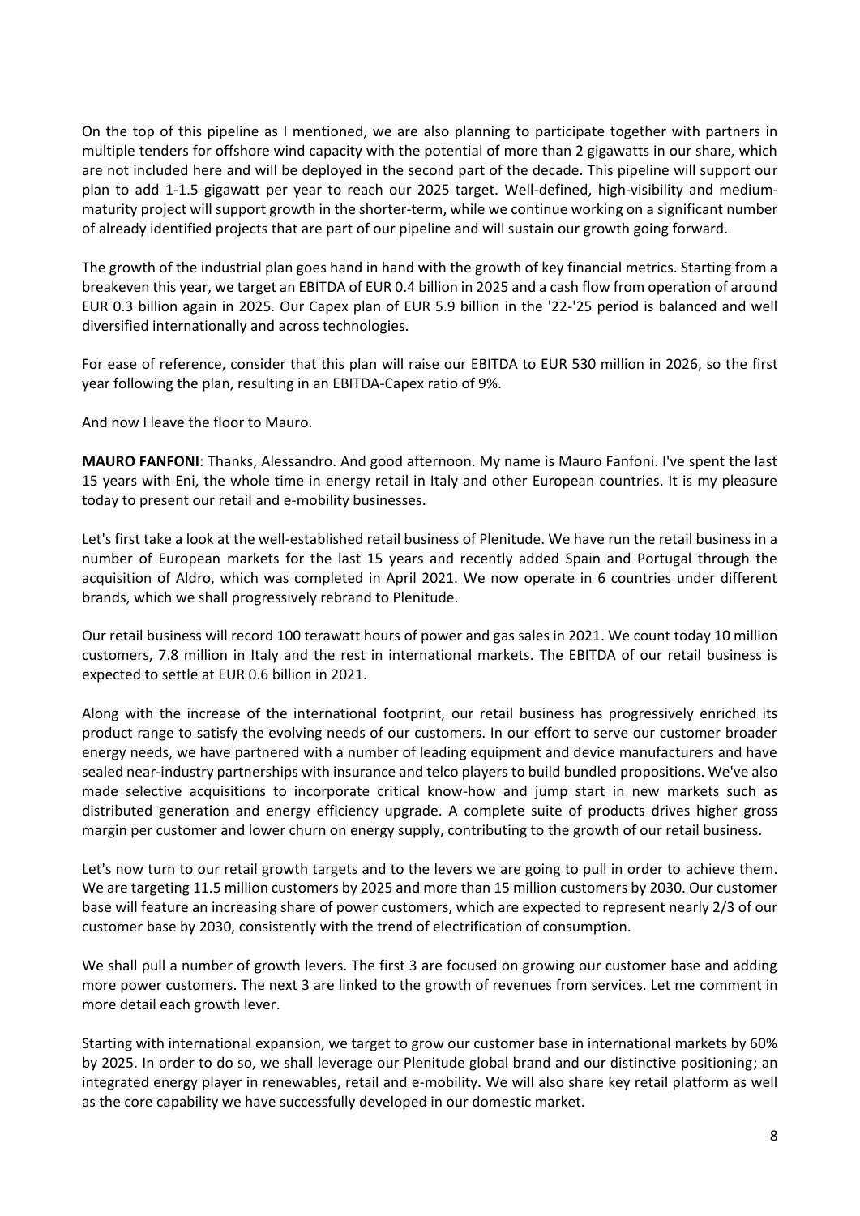On the top of this pipeline as I mentioned, we are also planning to participate together with partners in multiple tenders for offshore wind capacity with the potential of more than 2 gigawatts in our share, which are not included here and will be deployed in the second part of the decade. This pipeline will support our plan to add 1-1.5 gigawatt per year to reach our 2025 target. Well-defined, high-visibility and medium-maturity project will support growth in the shorter-term, while we continue working on a significant number of already identified projects that are part of our pipeline and will sustain our growth going forward.

The growth of the industrial plan goes hand in hand with the growth of key financial metrics. Starting from a breakeven this year, we target an EBITDA of EUR 0.4 billion in 2025 and a cash flow from operation of around EUR 0.3 billion again in 2025. Our Capex plan of EUR 5.9 billion in the '22-'25 period is balanced and well diversified internationally and across technologies.

For ease of reference, consider that this plan will raise our EBITDA to EUR 530 million in 2026, so the first year following the plan, resulting in an EBITDA-Capex ratio of 9%.

And now I leave the floor to Mauro.

**MAURO FANFONI**: Thanks, Alessandro. And good afternoon. My name is Mauro Fanfoni. I've spent the last 15 years with Eni, the whole time in energy retail in Italy and other European countries. It is my pleasure today to present our retail and e-mobility businesses.

Let's first take a look at the well-established retail business of Plenitude. We have run the retail business in a number of European markets for the last 15 years and recently added Spain and Portugal through the acquisition of Aldro, which was completed in April 2021. We now operate in 6 countries under different brands, which we shall progressively rebrand to Plenitude.

Our retail business will record 100 terawatt hours of power and gas sales in 2021. We count today 10 million customers, 7.8 million in Italy and the rest in international markets. The EBITDA of our retail business is expected to settle at EUR 0.6 billion in 2021.

Along with the increase of the international footprint, our retail business has progressively enriched its product range to satisfy the evolving needs of our customers. In our effort to serve our customer broader energy needs, we have partnered with a number of leading equipment and device manufacturers and have sealed near-industry partnerships with insurance and telco players to build bundled propositions. We've also made selective acquisitions to incorporate critical know-how and jump start in new markets such as distributed generation and energy efficiency upgrade. A complete suite of products drives higher gross margin per customer and lower churn on energy supply, contributing to the growth of our retail business.

Let's now turn to our retail growth targets and to the levers we are going to pull in order to achieve them. We are targeting 11.5 million customers by 2025 and more than 15 million customers by 2030. Our customer base will feature an increasing share of power customers, which are expected to represent nearly 2/3 of our customer base by 2030, consistently with the trend of electrification of consumption.

We shall pull a number of growth levers. The first 3 are focused on growing our customer base and adding more power customers. The next 3 are linked to the growth of revenues from services. Let me comment in more detail each growth lever.

Starting with international expansion, we target to grow our customer base in international markets by 60% by 2025. In order to do so, we shall leverage our Plenitude global brand and our distinctive positioning; an integrated energy player in renewables, retail and e-mobility. We will also share key retail platform as well as the core capability we have successfully developed in our domestic market.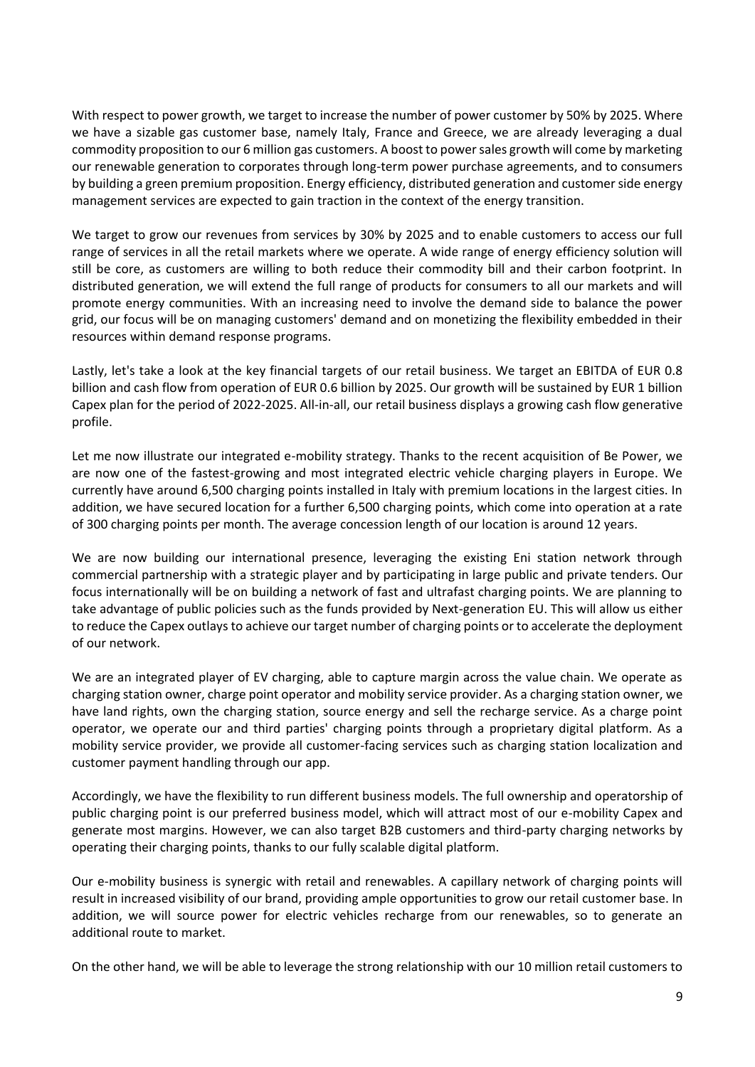With respect to power growth, we target to increase the number of power customer by 50% by 2025. Where we have a sizable gas customer base, namely Italy, France and Greece, we are already leveraging a dual commodity proposition to our 6 million gas customers. A boost to power sales growth will come by marketing our renewable generation to corporates through long-term power purchase agreements, and to consumers by building a green premium proposition. Energy efficiency, distributed generation and customer side energy management services are expected to gain traction in the context of the energy transition.

We target to grow our revenues from services by 30% by 2025 and to enable customers to access our full range of services in all the retail markets where we operate. A wide range of energy efficiency solution will still be core, as customers are willing to both reduce their commodity bill and their carbon footprint. In distributed generation, we will extend the full range of products for consumers to all our markets and will promote energy communities. With an increasing need to involve the demand side to balance the power grid, our focus will be on managing customers' demand and on monetizing the flexibility embedded in their resources within demand response programs.

Lastly, let's take a look at the key financial targets of our retail business. We target an EBITDA of EUR 0.8 billion and cash flow from operation of EUR 0.6 billion by 2025. Our growth will be sustained by EUR 1 billion Capex plan for the period of 2022-2025. All-in-all, our retail business displays a growing cash flow generative profile.

Let me now illustrate our integrated e-mobility strategy. Thanks to the recent acquisition of Be Power, we are now one of the fastest-growing and most integrated electric vehicle charging players in Europe. We currently have around 6,500 charging points installed in Italy with premium locations in the largest cities. In addition, we have secured location for a further 6,500 charging points, which come into operation at a rate of 300 charging points per month. The average concession length of our location is around 12 years.

We are now building our international presence, leveraging the existing Eni station network through commercial partnership with a strategic player and by participating in large public and private tenders. Our focus internationally will be on building a network of fast and ultrafast charging points. We are planning to take advantage of public policies such as the funds provided by Next-generation EU. This will allow us either to reduce the Capex outlays to achieve our target number of charging points or to accelerate the deployment of our network.

We are an integrated player of EV charging, able to capture margin across the value chain. We operate as charging station owner, charge point operator and mobility service provider. As a charging station owner, we have land rights, own the charging station, source energy and sell the recharge service. As a charge point operator, we operate our and third parties' charging points through a proprietary digital platform. As a mobility service provider, we provide all customer-facing services such as charging station localization and customer payment handling through our app.

Accordingly, we have the flexibility to run different business models. The full ownership and operatorship of public charging point is our preferred business model, which will attract most of our e-mobility Capex and generate most margins. However, we can also target B2B customers and third-party charging networks by operating their charging points, thanks to our fully scalable digital platform.

Our e-mobility business is synergic with retail and renewables. A capillary network of charging points will result in increased visibility of our brand, providing ample opportunities to grow our retail customer base. In addition, we will source power for electric vehicles recharge from our renewables, so to generate an additional route to market.

On the other hand, we will be able to leverage the strong relationship with our 10 million retail customers to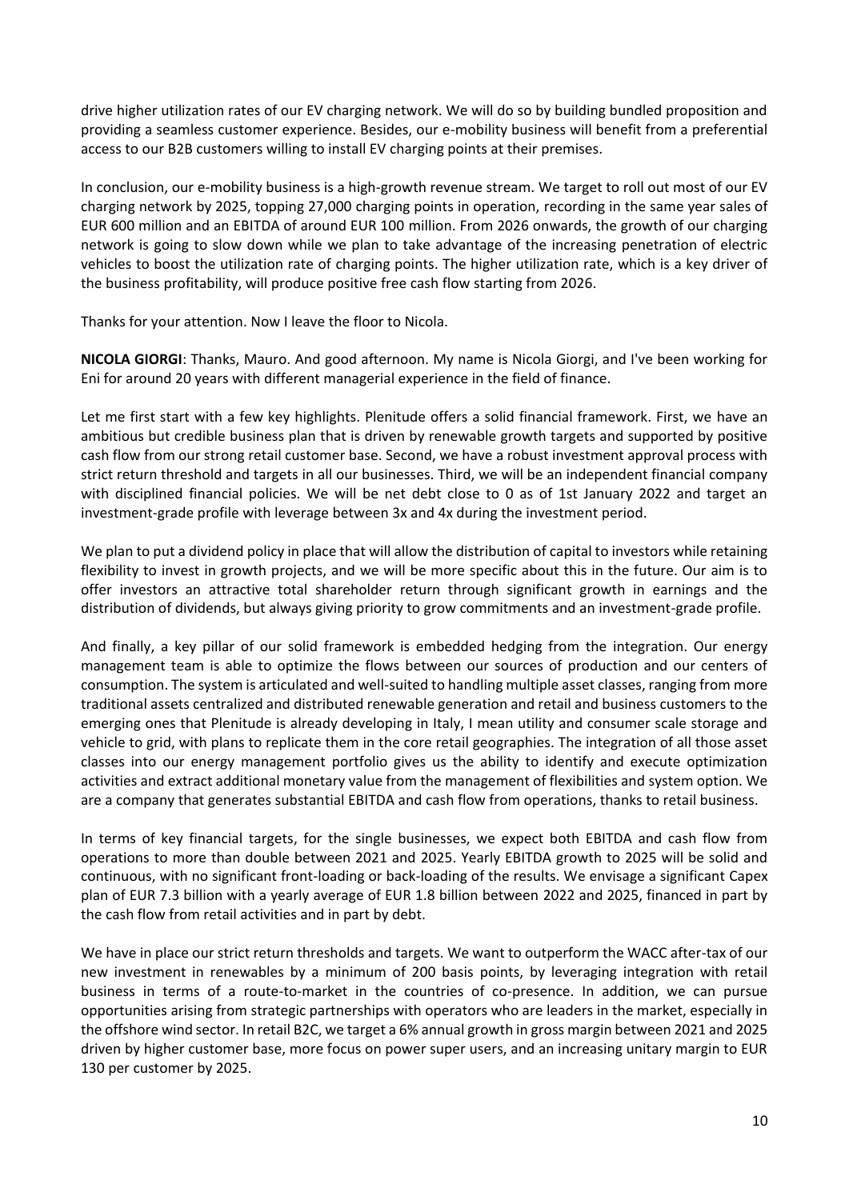drive higher utilization rates of our EV charging network. We will do so by building bundled proposition and providing a seamless customer experience. Besides, our e-mobility business will benefit from a preferential access to our B2B customers willing to install EV charging points at their premises.

In conclusion, our e-mobility business is a high-growth revenue stream. We target to roll out most of our EV charging network by 2025, topping 27,000 charging points in operation, recording in the same year sales of EUR 600 million and an EBITDA of around EUR 100 million. From 2026 onwards, the growth of our charging network is going to slow down while we plan to take advantage of the increasing penetration of electric vehicles to boost the utilization rate of charging points. The higher utilization rate, which is a key driver of the business profitability, will produce positive free cash flow starting from 2026.

Thanks for your attention. Now I leave the floor to Nicola.

**NICOLA GIORGI**: Thanks, Mauro. And good afternoon. My name is Nicola Giorgi, and I've been working for Eni for around 20 years with different managerial experience in the field of finance.

Let me first start with a few key highlights. Plenitude offers a solid financial framework. First, we have an ambitious but credible business plan that is driven by renewable growth targets and supported by positive cash flow from our strong retail customer base. Second, we have a robust investment approval process with strict return threshold and targets in all our businesses. Third, we will be an independent financial company with disciplined financial policies. We will be net debt close to 0 as of 1st January 2022 and target an investment-grade profile with leverage between 3x and 4x during the investment period.

We plan to put a dividend policy in place that will allow the distribution of capital to investors while retaining flexibility to invest in growth projects, and we will be more specific about this in the future. Our aim is to offer investors an attractive total shareholder return through significant growth in earnings and the distribution of dividends, but always giving priority to grow commitments and an investment-grade profile.

And finally, a key pillar of our solid framework is embedded hedging from the integration. Our energy management team is able to optimize the flows between our sources of production and our centers of consumption. The system is articulated and well-suited to handling multiple asset classes, ranging from more traditional assets centralized and distributed renewable generation and retail and business customers to the emerging ones that Plenitude is already developing in Italy, I mean utility and consumer scale storage and vehicle to grid, with plans to replicate them in the core retail geographies. The integration of all those asset classes into our energy management portfolio gives us the ability to identify and execute optimization activities and extract additional monetary value from the management of flexibilities and system option. We are a company that generates substantial EBITDA and cash flow from operations, thanks to retail business.

In terms of key financial targets, for the single businesses, we expect both EBITDA and cash flow from operations to more than double between 2021 and 2025. Yearly EBITDA growth to 2025 will be solid and continuous, with no significant front-loading or back-loading of the results. We envisage a significant Capex plan of EUR 7.3 billion with a yearly average of EUR 1.8 billion between 2022 and 2025, financed in part by the cash flow from retail activities and in part by debt.

We have in place our strict return thresholds and targets. We want to outperform the WACC after-tax of our new investment in renewables by a minimum of 200 basis points, by leveraging integration with retail business in terms of a route-to-market in the countries of co-presence. In addition, we can pursue opportunities arising from strategic partnerships with operators who are leaders in the market, especially in the offshore wind sector. In retail B2C, we target a 6% annual growth in gross margin between 2021 and 2025 driven by higher customer base, more focus on power super users, and an increasing unitary margin to EUR 130 per customer by 2025.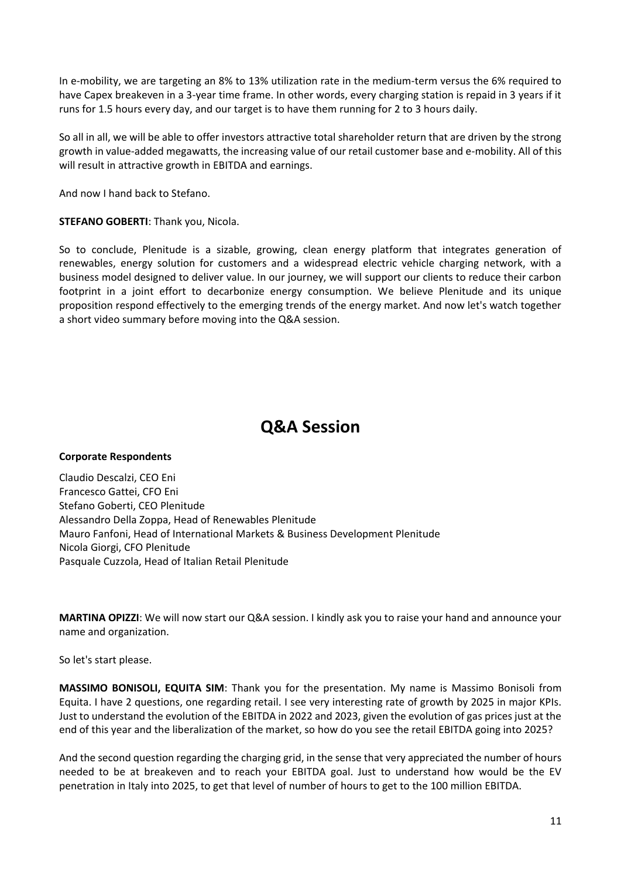In e-mobility, we are targeting an 8% to 13% utilization rate in the medium-term versus the 6% required to have Capex breakeven in a 3-year time frame. In other words, every charging station is repaid in 3 years if it runs for 1.5 hours every day, and our target is to have them running for 2 to 3 hours daily.

So all in all, we will be able to offer investors attractive total shareholder return that are driven by the strong growth in value-added megawatts, the increasing value of our retail customer base and e-mobility. All of this will result in attractive growth in EBITDA and earnings.

And now I hand back to Stefano.

**STEFANO GOBERTI**: Thank you, Nicola.

So to conclude, Plenitude is a sizable, growing, clean energy platform that integrates generation of renewables, energy solution for customers and a widespread electric vehicle charging network, with a business model designed to deliver value. In our journey, we will support our clients to reduce their carbon footprint in a joint effort to decarbonize energy consumption. We believe Plenitude and its unique proposition respond effectively to the emerging trends of the energy market. And now let's watch together a short video summary before moving into the Q&A session.

# Q&A Session

**Corporate Respondents**

Claudio Descalzi, CEO Eni
Francesco Gattei, CFO Eni
Stefano Goberti, CEO Plenitude
Alessandro Della Zoppa, Head of Renewables Plenitude
Mauro Fanfoni, Head of International Markets & Business Development Plenitude
Nicola Giorgi, CFO Plenitude
Pasquale Cuzzola, Head of Italian Retail Plenitude

**MARTINA OPIZZI**: We will now start our Q&A session. I kindly ask you to raise your hand and announce your name and organization.

So let's start please.

**MASSIMO BONISOLI, EQUITA SIM**: Thank you for the presentation. My name is Massimo Bonisoli from Equita. I have 2 questions, one regarding retail. I see very interesting rate of growth by 2025 in major KPIs. Just to understand the evolution of the EBITDA in 2022 and 2023, given the evolution of gas prices just at the end of this year and the liberalization of the market, so how do you see the retail EBITDA going into 2025?

And the second question regarding the charging grid, in the sense that very appreciated the number of hours needed to be at breakeven and to reach your EBITDA goal. Just to understand how would be the EV penetration in Italy into 2025, to get that level of number of hours to get to the 100 million EBITDA.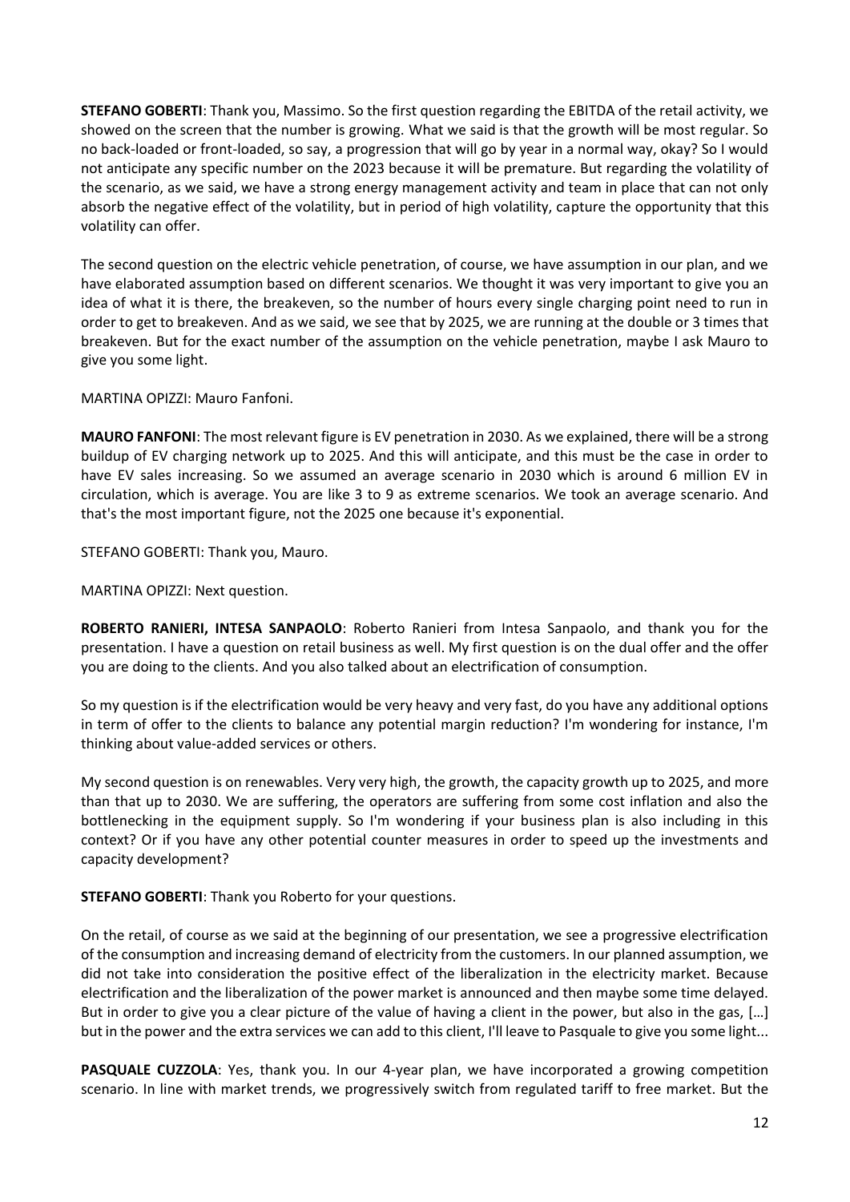**STEFANO GOBERTI**: Thank you, Massimo. So the first question regarding the EBITDA of the retail activity, we showed on the screen that the number is growing. What we said is that the growth will be most regular. So no back-loaded or front-loaded, so say, a progression that will go by year in a normal way, okay? So I would not anticipate any specific number on the 2023 because it will be premature. But regarding the volatility of the scenario, as we said, we have a strong energy management activity and team in place that can not only absorb the negative effect of the volatility, but in period of high volatility, capture the opportunity that this volatility can offer.

The second question on the electric vehicle penetration, of course, we have assumption in our plan, and we have elaborated assumption based on different scenarios. We thought it was very important to give you an idea of what it is there, the breakeven, so the number of hours every single charging point need to run in order to get to breakeven. And as we said, we see that by 2025, we are running at the double or 3 times that breakeven. But for the exact number of the assumption on the vehicle penetration, maybe I ask Mauro to give you some light.

MARTINA OPIZZI: Mauro Fanfoni.

**MAURO FANFONI**: The most relevant figure is EV penetration in 2030. As we explained, there will be a strong buildup of EV charging network up to 2025. And this will anticipate, and this must be the case in order to have EV sales increasing. So we assumed an average scenario in 2030 which is around 6 million EV in circulation, which is average. You are like 3 to 9 as extreme scenarios. We took an average scenario. And that's the most important figure, not the 2025 one because it's exponential.

STEFANO GOBERTI: Thank you, Mauro.

MARTINA OPIZZI: Next question.

**ROBERTO RANIERI, INTESA SANPAOLO**: Roberto Ranieri from Intesa Sanpaolo, and thank you for the presentation. I have a question on retail business as well. My first question is on the dual offer and the offer you are doing to the clients. And you also talked about an electrification of consumption.

So my question is if the electrification would be very heavy and very fast, do you have any additional options in term of offer to the clients to balance any potential margin reduction? I'm wondering for instance, I'm thinking about value-added services or others.

My second question is on renewables. Very very high, the growth, the capacity growth up to 2025, and more than that up to 2030. We are suffering, the operators are suffering from some cost inflation and also the bottlenecking in the equipment supply. So I'm wondering if your business plan is also including in this context? Or if you have any other potential counter measures in order to speed up the investments and capacity development?

**STEFANO GOBERTI**: Thank you Roberto for your questions.

On the retail, of course as we said at the beginning of our presentation, we see a progressive electrification of the consumption and increasing demand of electricity from the customers. In our planned assumption, we did not take into consideration the positive effect of the liberalization in the electricity market. Because electrification and the liberalization of the power market is announced and then maybe some time delayed. But in order to give you a clear picture of the value of having a client in the power, but also in the gas, […] but in the power and the extra services we can add to this client, I'll leave to Pasquale to give you some light...

**PASQUALE CUZZOLA**: Yes, thank you. In our 4-year plan, we have incorporated a growing competition scenario. In line with market trends, we progressively switch from regulated tariff to free market. But the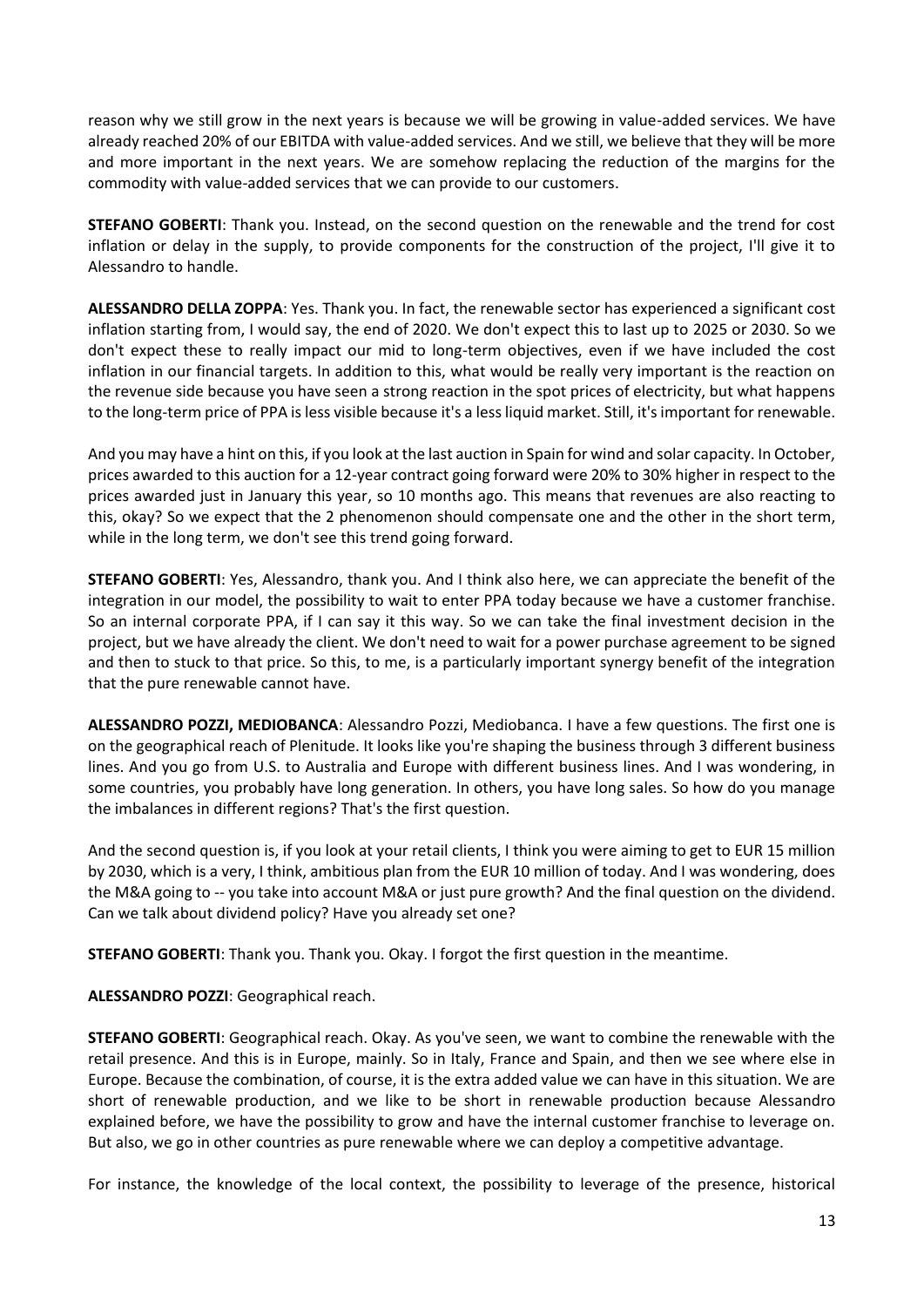reason why we still grow in the next years is because we will be growing in value-added services. We have already reached 20% of our EBITDA with value-added services. And we still, we believe that they will be more and more important in the next years. We are somehow replacing the reduction of the margins for the commodity with value-added services that we can provide to our customers.

**STEFANO GOBERTI**: Thank you. Instead, on the second question on the renewable and the trend for cost inflation or delay in the supply, to provide components for the construction of the project, I'll give it to Alessandro to handle.

**ALESSANDRO DELLA ZOPPA**: Yes. Thank you. In fact, the renewable sector has experienced a significant cost inflation starting from, I would say, the end of 2020. We don't expect this to last up to 2025 or 2030. So we don't expect these to really impact our mid to long-term objectives, even if we have included the cost inflation in our financial targets. In addition to this, what would be really very important is the reaction on the revenue side because you have seen a strong reaction in the spot prices of electricity, but what happens to the long-term price of PPA is less visible because it's a less liquid market. Still, it's important for renewable.

And you may have a hint on this, if you look at the last auction in Spain for wind and solar capacity. In October, prices awarded to this auction for a 12-year contract going forward were 20% to 30% higher in respect to the prices awarded just in January this year, so 10 months ago. This means that revenues are also reacting to this, okay? So we expect that the 2 phenomenon should compensate one and the other in the short term, while in the long term, we don't see this trend going forward.

**STEFANO GOBERTI**: Yes, Alessandro, thank you. And I think also here, we can appreciate the benefit of the integration in our model, the possibility to wait to enter PPA today because we have a customer franchise. So an internal corporate PPA, if I can say it this way. So we can take the final investment decision in the project, but we have already the client. We don't need to wait for a power purchase agreement to be signed and then to stuck to that price. So this, to me, is a particularly important synergy benefit of the integration that the pure renewable cannot have.

**ALESSANDRO POZZI, MEDIOBANCA**: Alessandro Pozzi, Mediobanca. I have a few questions. The first one is on the geographical reach of Plenitude. It looks like you're shaping the business through 3 different business lines. And you go from U.S. to Australia and Europe with different business lines. And I was wondering, in some countries, you probably have long generation. In others, you have long sales. So how do you manage the imbalances in different regions? That's the first question.

And the second question is, if you look at your retail clients, I think you were aiming to get to EUR 15 million by 2030, which is a very, I think, ambitious plan from the EUR 10 million of today. And I was wondering, does the M&A going to -- you take into account M&A or just pure growth? And the final question on the dividend. Can we talk about dividend policy? Have you already set one?

**STEFANO GOBERTI**: Thank you. Thank you. Okay. I forgot the first question in the meantime.

**ALESSANDRO POZZI**: Geographical reach.

**STEFANO GOBERTI**: Geographical reach. Okay. As you've seen, we want to combine the renewable with the retail presence. And this is in Europe, mainly. So in Italy, France and Spain, and then we see where else in Europe. Because the combination, of course, it is the extra added value we can have in this situation. We are short of renewable production, and we like to be short in renewable production because Alessandro explained before, we have the possibility to grow and have the internal customer franchise to leverage on. But also, we go in other countries as pure renewable where we can deploy a competitive advantage.

For instance, the knowledge of the local context, the possibility to leverage of the presence, historical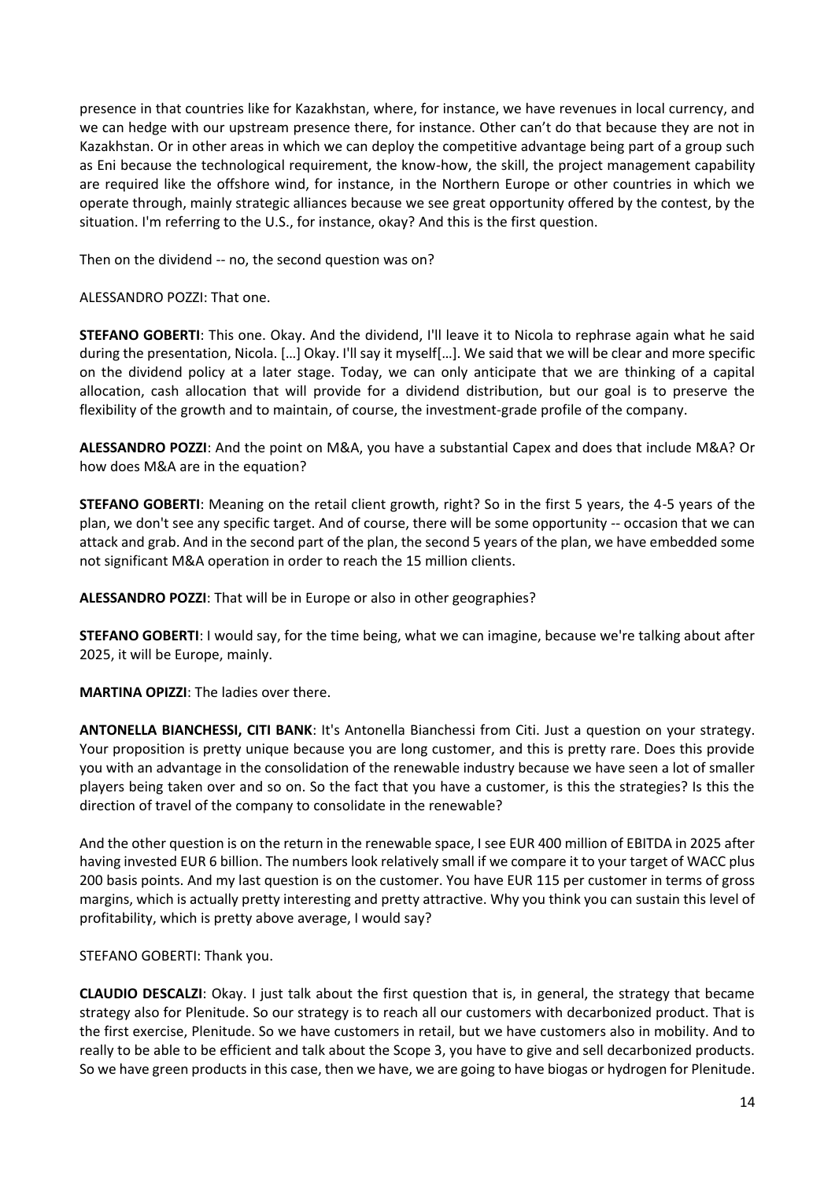presence in that countries like for Kazakhstan, where, for instance, we have revenues in local currency, and we can hedge with our upstream presence there, for instance. Other can't do that because they are not in Kazakhstan. Or in other areas in which we can deploy the competitive advantage being part of a group such as Eni because the technological requirement, the know-how, the skill, the project management capability are required like the offshore wind, for instance, in the Northern Europe or other countries in which we operate through, mainly strategic alliances because we see great opportunity offered by the contest, by the situation. I'm referring to the U.S., for instance, okay? And this is the first question.

Then on the dividend -- no, the second question was on?

ALESSANDRO POZZI: That one.

**STEFANO GOBERTI**: This one. Okay. And the dividend, I'll leave it to Nicola to rephrase again what he said during the presentation, Nicola. […] Okay. I'll say it myself[…]. We said that we will be clear and more specific on the dividend policy at a later stage. Today, we can only anticipate that we are thinking of a capital allocation, cash allocation that will provide for a dividend distribution, but our goal is to preserve the flexibility of the growth and to maintain, of course, the investment-grade profile of the company.

**ALESSANDRO POZZI**: And the point on M&A, you have a substantial Capex and does that include M&A? Or how does M&A are in the equation?

**STEFANO GOBERTI**: Meaning on the retail client growth, right? So in the first 5 years, the 4-5 years of the plan, we don't see any specific target. And of course, there will be some opportunity -- occasion that we can attack and grab. And in the second part of the plan, the second 5 years of the plan, we have embedded some not significant M&A operation in order to reach the 15 million clients.

**ALESSANDRO POZZI**: That will be in Europe or also in other geographies?

**STEFANO GOBERTI**: I would say, for the time being, what we can imagine, because we're talking about after 2025, it will be Europe, mainly.

**MARTINA OPIZZI**: The ladies over there.

**ANTONELLA BIANCHESSI, CITI BANK**: It's Antonella Bianchessi from Citi. Just a question on your strategy. Your proposition is pretty unique because you are long customer, and this is pretty rare. Does this provide you with an advantage in the consolidation of the renewable industry because we have seen a lot of smaller players being taken over and so on. So the fact that you have a customer, is this the strategies? Is this the direction of travel of the company to consolidate in the renewable?

And the other question is on the return in the renewable space, I see EUR 400 million of EBITDA in 2025 after having invested EUR 6 billion. The numbers look relatively small if we compare it to your target of WACC plus 200 basis points. And my last question is on the customer. You have EUR 115 per customer in terms of gross margins, which is actually pretty interesting and pretty attractive. Why you think you can sustain this level of profitability, which is pretty above average, I would say?

STEFANO GOBERTI: Thank you.

**CLAUDIO DESCALZI**: Okay. I just talk about the first question that is, in general, the strategy that became strategy also for Plenitude. So our strategy is to reach all our customers with decarbonized product. That is the first exercise, Plenitude. So we have customers in retail, but we have customers also in mobility. And to really to be able to be efficient and talk about the Scope 3, you have to give and sell decarbonized products. So we have green products in this case, then we have, we are going to have biogas or hydrogen for Plenitude.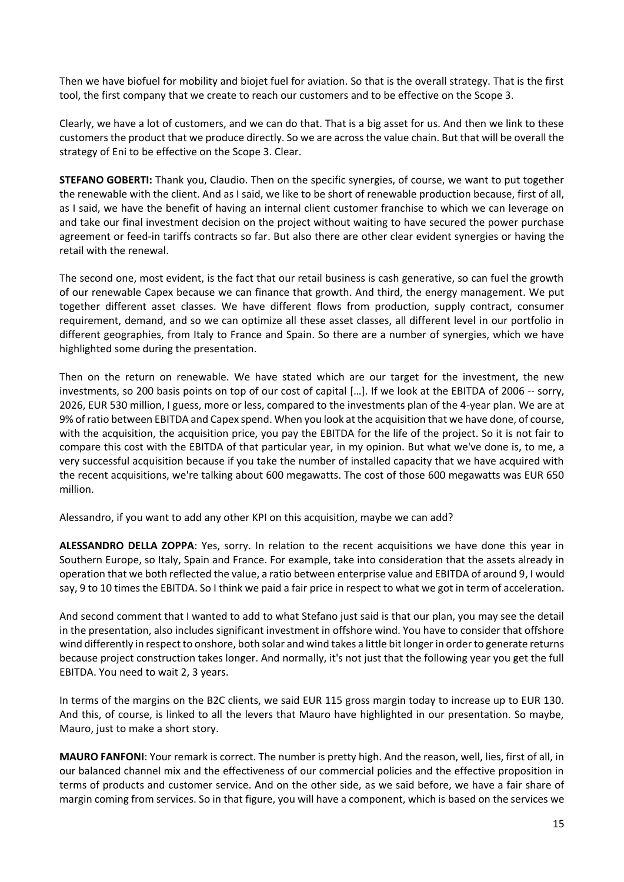Then we have biofuel for mobility and biojet fuel for aviation. So that is the overall strategy. That is the first tool, the first company that we create to reach our customers and to be effective on the Scope 3.

Clearly, we have a lot of customers, and we can do that. That is a big asset for us. And then we link to these customers the product that we produce directly. So we are across the value chain. But that will be overall the strategy of Eni to be effective on the Scope 3. Clear.

**STEFANO GOBERTI:** Thank you, Claudio. Then on the specific synergies, of course, we want to put together the renewable with the client. And as I said, we like to be short of renewable production because, first of all, as I said, we have the benefit of having an internal client customer franchise to which we can leverage on and take our final investment decision on the project without waiting to have secured the power purchase agreement or feed-in tariffs contracts so far. But also there are other clear evident synergies or having the retail with the renewal.

The second one, most evident, is the fact that our retail business is cash generative, so can fuel the growth of our renewable Capex because we can finance that growth. And third, the energy management. We put together different asset classes. We have different flows from production, supply contract, consumer requirement, demand, and so we can optimize all these asset classes, all different level in our portfolio in different geographies, from Italy to France and Spain. So there are a number of synergies, which we have highlighted some during the presentation.

Then on the return on renewable. We have stated which are our target for the investment, the new investments, so 200 basis points on top of our cost of capital […]. If we look at the EBITDA of 2006 -- sorry, 2026, EUR 530 million, I guess, more or less, compared to the investments plan of the 4-year plan. We are at 9% of ratio between EBITDA and Capex spend. When you look at the acquisition that we have done, of course, with the acquisition, the acquisition price, you pay the EBITDA for the life of the project. So it is not fair to compare this cost with the EBITDA of that particular year, in my opinion. But what we've done is, to me, a very successful acquisition because if you take the number of installed capacity that we have acquired with the recent acquisitions, we're talking about 600 megawatts. The cost of those 600 megawatts was EUR 650 million.

Alessandro, if you want to add any other KPI on this acquisition, maybe we can add?

**ALESSANDRO DELLA ZOPPA**: Yes, sorry. In relation to the recent acquisitions we have done this year in Southern Europe, so Italy, Spain and France. For example, take into consideration that the assets already in operation that we both reflected the value, a ratio between enterprise value and EBITDA of around 9, I would say, 9 to 10 times the EBITDA. So I think we paid a fair price in respect to what we got in term of acceleration.

And second comment that I wanted to add to what Stefano just said is that our plan, you may see the detail in the presentation, also includes significant investment in offshore wind. You have to consider that offshore wind differently in respect to onshore, both solar and wind takes a little bit longer in order to generate returns because project construction takes longer. And normally, it's not just that the following year you get the full EBITDA. You need to wait 2, 3 years.

In terms of the margins on the B2C clients, we said EUR 115 gross margin today to increase up to EUR 130. And this, of course, is linked to all the levers that Mauro have highlighted in our presentation. So maybe, Mauro, just to make a short story.

**MAURO FANFONI**: Your remark is correct. The number is pretty high. And the reason, well, lies, first of all, in our balanced channel mix and the effectiveness of our commercial policies and the effective proposition in terms of products and customer service. And on the other side, as we said before, we have a fair share of margin coming from services. So in that figure, you will have a component, which is based on the services we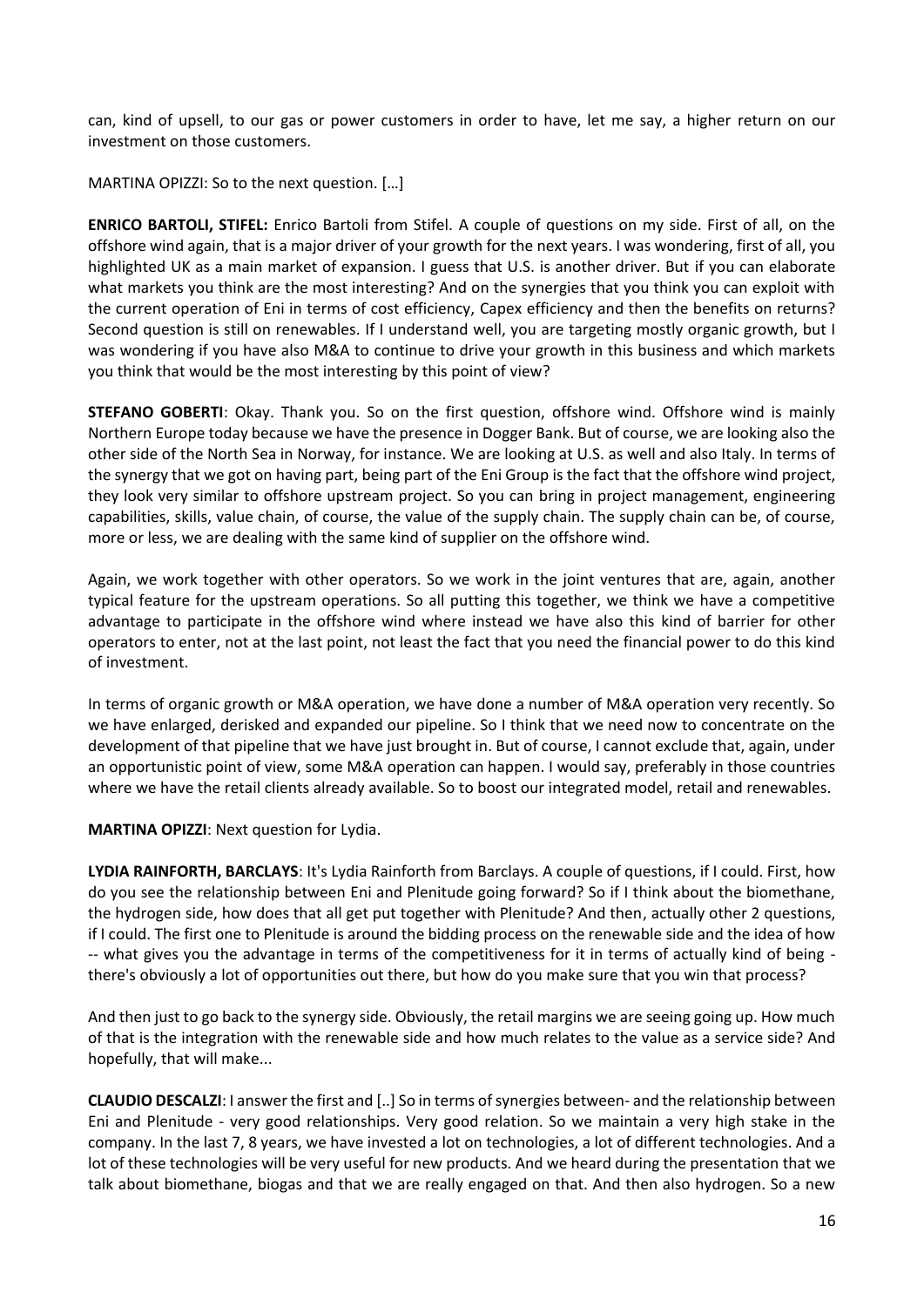can, kind of upsell, to our gas or power customers in order to have, let me say, a higher return on our investment on those customers.

MARTINA OPIZZI: So to the next question. […]

**ENRICO BARTOLI, STIFEL:** Enrico Bartoli from Stifel. A couple of questions on my side. First of all, on the offshore wind again, that is a major driver of your growth for the next years. I was wondering, first of all, you highlighted UK as a main market of expansion. I guess that U.S. is another driver. But if you can elaborate what markets you think are the most interesting? And on the synergies that you think you can exploit with the current operation of Eni in terms of cost efficiency, Capex efficiency and then the benefits on returns? Second question is still on renewables. If I understand well, you are targeting mostly organic growth, but I was wondering if you have also M&A to continue to drive your growth in this business and which markets you think that would be the most interesting by this point of view?

**STEFANO GOBERTI**: Okay. Thank you. So on the first question, offshore wind. Offshore wind is mainly Northern Europe today because we have the presence in Dogger Bank. But of course, we are looking also the other side of the North Sea in Norway, for instance. We are looking at U.S. as well and also Italy. In terms of the synergy that we got on having part, being part of the Eni Group is the fact that the offshore wind project, they look very similar to offshore upstream project. So you can bring in project management, engineering capabilities, skills, value chain, of course, the value of the supply chain. The supply chain can be, of course, more or less, we are dealing with the same kind of supplier on the offshore wind.

Again, we work together with other operators. So we work in the joint ventures that are, again, another typical feature for the upstream operations. So all putting this together, we think we have a competitive advantage to participate in the offshore wind where instead we have also this kind of barrier for other operators to enter, not at the last point, not least the fact that you need the financial power to do this kind of investment.

In terms of organic growth or M&A operation, we have done a number of M&A operation very recently. So we have enlarged, derisked and expanded our pipeline. So I think that we need now to concentrate on the development of that pipeline that we have just brought in. But of course, I cannot exclude that, again, under an opportunistic point of view, some M&A operation can happen. I would say, preferably in those countries where we have the retail clients already available. So to boost our integrated model, retail and renewables.

**MARTINA OPIZZI**: Next question for Lydia.

**LYDIA RAINFORTH, BARCLAYS**: It's Lydia Rainforth from Barclays. A couple of questions, if I could. First, how do you see the relationship between Eni and Plenitude going forward? So if I think about the biomethane, the hydrogen side, how does that all get put together with Plenitude? And then, actually other 2 questions, if I could. The first one to Plenitude is around the bidding process on the renewable side and the idea of how -- what gives you the advantage in terms of the competitiveness for it in terms of actually kind of being - there's obviously a lot of opportunities out there, but how do you make sure that you win that process?

And then just to go back to the synergy side. Obviously, the retail margins we are seeing going up. How much of that is the integration with the renewable side and how much relates to the value as a service side? And hopefully, that will make...

**CLAUDIO DESCALZI**: I answer the first and [..] So in terms of synergies between- and the relationship between Eni and Plenitude - very good relationships. Very good relation. So we maintain a very high stake in the company. In the last 7, 8 years, we have invested a lot on technologies, a lot of different technologies. And a lot of these technologies will be very useful for new products. And we heard during the presentation that we talk about biomethane, biogas and that we are really engaged on that. And then also hydrogen. So a new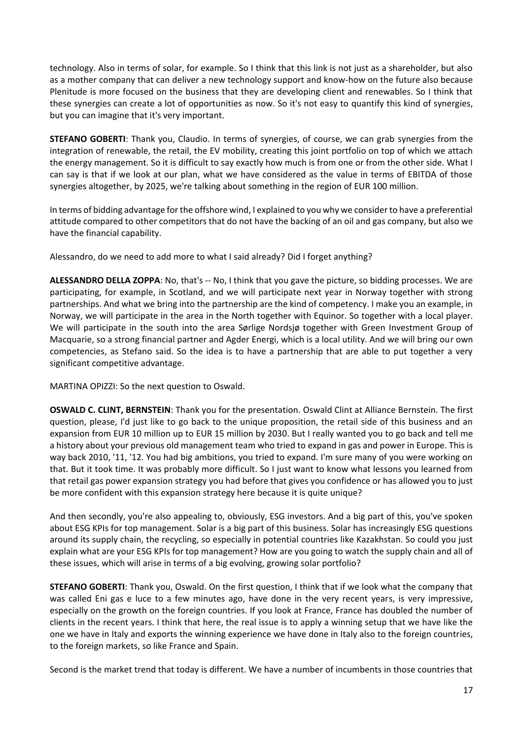technology. Also in terms of solar, for example. So I think that this link is not just as a shareholder, but also as a mother company that can deliver a new technology support and know-how on the future also because Plenitude is more focused on the business that they are developing client and renewables. So I think that these synergies can create a lot of opportunities as now. So it's not easy to quantify this kind of synergies, but you can imagine that it's very important.

**STEFANO GOBERTI**: Thank you, Claudio. In terms of synergies, of course, we can grab synergies from the integration of renewable, the retail, the EV mobility, creating this joint portfolio on top of which we attach the energy management. So it is difficult to say exactly how much is from one or from the other side. What I can say is that if we look at our plan, what we have considered as the value in terms of EBITDA of those synergies altogether, by 2025, we're talking about something in the region of EUR 100 million.

In terms of bidding advantage for the offshore wind, I explained to you why we consider to have a preferential attitude compared to other competitors that do not have the backing of an oil and gas company, but also we have the financial capability.

Alessandro, do we need to add more to what I said already? Did I forget anything?

**ALESSANDRO DELLA ZOPPA**: No, that's -- No, I think that you gave the picture, so bidding processes. We are participating, for example, in Scotland, and we will participate next year in Norway together with strong partnerships. And what we bring into the partnership are the kind of competency. I make you an example, in Norway, we will participate in the area in the North together with Equinor. So together with a local player. We will participate in the south into the area Sørlige Nordsjø together with Green Investment Group of Macquarie, so a strong financial partner and Agder Energi, which is a local utility. And we will bring our own competencies, as Stefano said. So the idea is to have a partnership that are able to put together a very significant competitive advantage.

MARTINA OPIZZI: So the next question to Oswald.

**OSWALD C. CLINT, BERNSTEIN**: Thank you for the presentation. Oswald Clint at Alliance Bernstein. The first question, please, I'd just like to go back to the unique proposition, the retail side of this business and an expansion from EUR 10 million up to EUR 15 million by 2030. But I really wanted you to go back and tell me a history about your previous old management team who tried to expand in gas and power in Europe. This is way back 2010, '11, '12. You had big ambitions, you tried to expand. I'm sure many of you were working on that. But it took time. It was probably more difficult. So I just want to know what lessons you learned from that retail gas power expansion strategy you had before that gives you confidence or has allowed you to just be more confident with this expansion strategy here because it is quite unique?

And then secondly, you're also appealing to, obviously, ESG investors. And a big part of this, you've spoken about ESG KPIs for top management. Solar is a big part of this business. Solar has increasingly ESG questions around its supply chain, the recycling, so especially in potential countries like Kazakhstan. So could you just explain what are your ESG KPIs for top management? How are you going to watch the supply chain and all of these issues, which will arise in terms of a big evolving, growing solar portfolio?

**STEFANO GOBERTI**: Thank you, Oswald. On the first question, I think that if we look what the company that was called Eni gas e luce to a few minutes ago, have done in the very recent years, is very impressive, especially on the growth on the foreign countries. If you look at France, France has doubled the number of clients in the recent years. I think that here, the real issue is to apply a winning setup that we have like the one we have in Italy and exports the winning experience we have done in Italy also to the foreign countries, to the foreign markets, so like France and Spain.

Second is the market trend that today is different. We have a number of incumbents in those countries that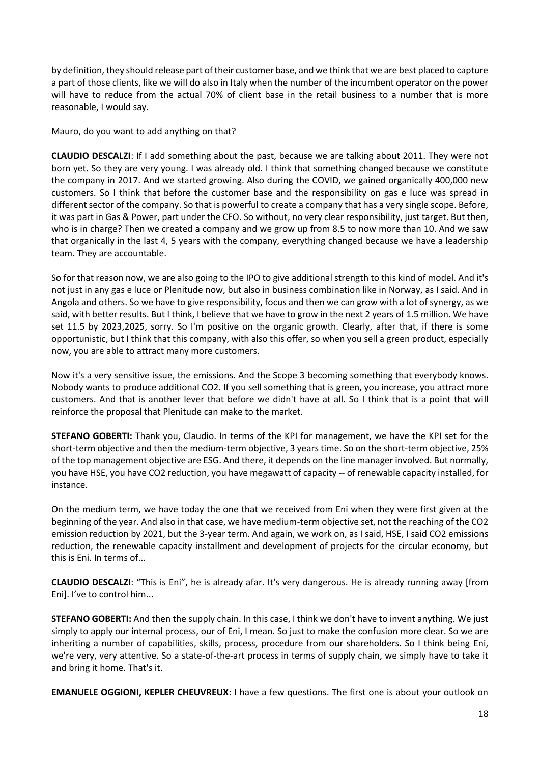by definition, they should release part of their customer base, and we think that we are best placed to capture a part of those clients, like we will do also in Italy when the number of the incumbent operator on the power will have to reduce from the actual 70% of client base in the retail business to a number that is more reasonable, I would say.

Mauro, do you want to add anything on that?

**CLAUDIO DESCALZI**: If I add something about the past, because we are talking about 2011. They were not born yet. So they are very young. I was already old. I think that something changed because we constitute the company in 2017. And we started growing. Also during the COVID, we gained organically 400,000 new customers. So I think that before the customer base and the responsibility on gas e luce was spread in different sector of the company. So that is powerful to create a company that has a very single scope. Before, it was part in Gas & Power, part under the CFO. So without, no very clear responsibility, just target. But then, who is in charge? Then we created a company and we grow up from 8.5 to now more than 10. And we saw that organically in the last 4, 5 years with the company, everything changed because we have a leadership team. They are accountable.

So for that reason now, we are also going to the IPO to give additional strength to this kind of model. And it's not just in any gas e luce or Plenitude now, but also in business combination like in Norway, as I said. And in Angola and others. So we have to give responsibility, focus and then we can grow with a lot of synergy, as we said, with better results. But I think, I believe that we have to grow in the next 2 years of 1.5 million. We have set 11.5 by 2023,2025, sorry. So I'm positive on the organic growth. Clearly, after that, if there is some opportunistic, but I think that this company, with also this offer, so when you sell a green product, especially now, you are able to attract many more customers.

Now it's a very sensitive issue, the emissions. And the Scope 3 becoming something that everybody knows. Nobody wants to produce additional $CO_2$. If you sell something that is green, you increase, you attract more customers. And that is another lever that before we didn't have at all. So I think that is a point that will reinforce the proposal that Plenitude can make to the market.

**STEFANO GOBERTI:** Thank you, Claudio. In terms of the KPI for management, we have the KPI set for the short-term objective and then the medium-term objective, 3 years time. So on the short-term objective, 25% of the top management objective are ESG. And there, it depends on the line manager involved. But normally, you have HSE, you have $CO_2$ reduction, you have megawatt of capacity -- of renewable capacity installed, for instance.

On the medium term, we have today the one that we received from Eni when they were first given at the beginning of the year. And also in that case, we have medium-term objective set, not the reaching of the $CO_2$ emission reduction by 2021, but the 3-year term. And again, we work on, as I said, HSE, I said $CO_2$ emissions reduction, the renewable capacity installment and development of projects for the circular economy, but this is Eni. In terms of...

**CLAUDIO DESCALZI**: "This is Eni", he is already afar. It's very dangerous. He is already running away [from Eni]. I've to control him...

**STEFANO GOBERTI:** And then the supply chain. In this case, I think we don't have to invent anything. We just simply to apply our internal process, our of Eni, I mean. So just to make the confusion more clear. So we are inheriting a number of capabilities, skills, process, procedure from our shareholders. So I think being Eni, we're very, very attentive. So a state-of-the-art process in terms of supply chain, we simply have to take it and bring it home. That's it.

**EMANUELE OGGIONI, KEPLER CHEUVREUX**: I have a few questions. The first one is about your outlook on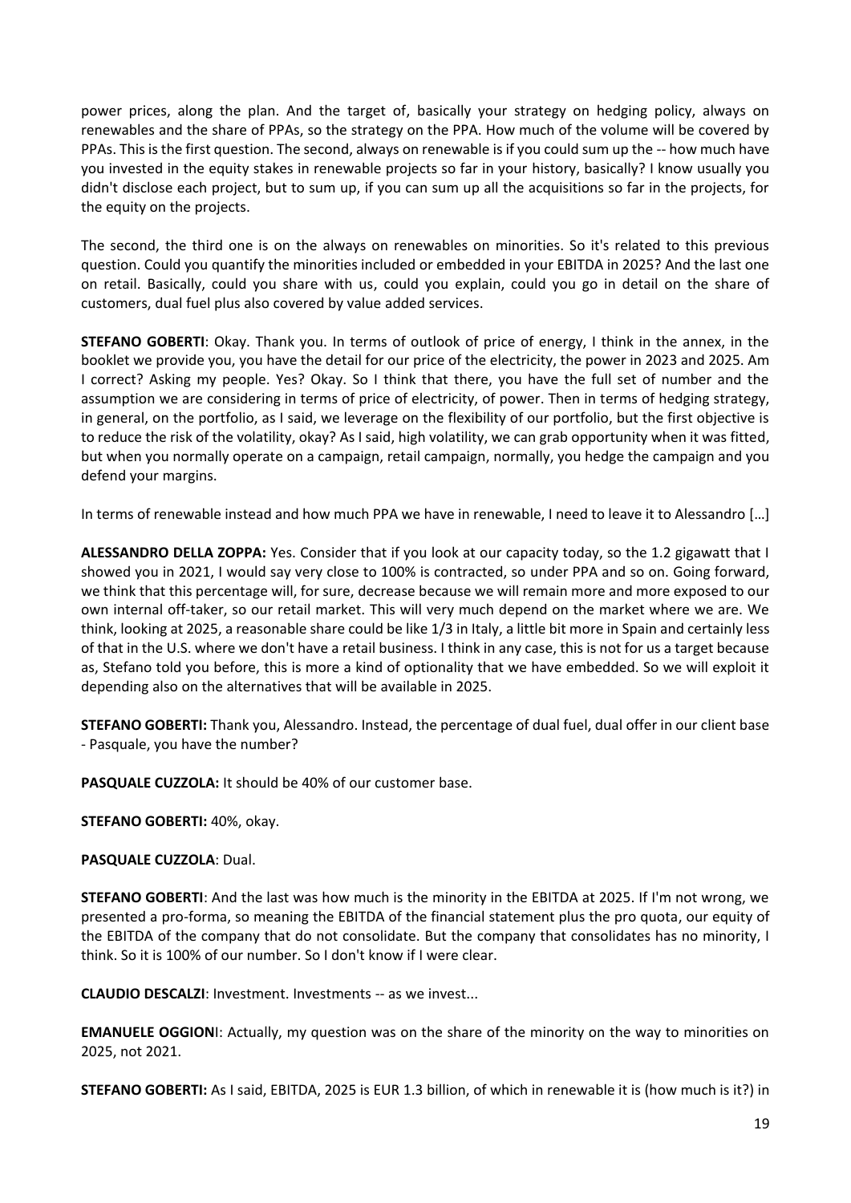power prices, along the plan. And the target of, basically your strategy on hedging policy, always on renewables and the share of PPAs, so the strategy on the PPA. How much of the volume will be covered by PPAs. This is the first question. The second, always on renewable is if you could sum up the -- how much have you invested in the equity stakes in renewable projects so far in your history, basically? I know usually you didn't disclose each project, but to sum up, if you can sum up all the acquisitions so far in the projects, for the equity on the projects.

The second, the third one is on the always on renewables on minorities. So it's related to this previous question. Could you quantify the minorities included or embedded in your EBITDA in 2025? And the last one on retail. Basically, could you share with us, could you explain, could you go in detail on the share of customers, dual fuel plus also covered by value added services.

**STEFANO GOBERTI**: Okay. Thank you. In terms of outlook of price of energy, I think in the annex, in the booklet we provide you, you have the detail for our price of the electricity, the power in 2023 and 2025. Am I correct? Asking my people. Yes? Okay. So I think that there, you have the full set of number and the assumption we are considering in terms of price of electricity, of power. Then in terms of hedging strategy, in general, on the portfolio, as I said, we leverage on the flexibility of our portfolio, but the first objective is to reduce the risk of the volatility, okay? As I said, high volatility, we can grab opportunity when it was fitted, but when you normally operate on a campaign, retail campaign, normally, you hedge the campaign and you defend your margins.

In terms of renewable instead and how much PPA we have in renewable, I need to leave it to Alessandro […]

**ALESSANDRO DELLA ZOPPA:** Yes. Consider that if you look at our capacity today, so the 1.2 gigawatt that I showed you in 2021, I would say very close to 100% is contracted, so under PPA and so on. Going forward, we think that this percentage will, for sure, decrease because we will remain more and more exposed to our own internal off-taker, so our retail market. This will very much depend on the market where we are. We think, looking at 2025, a reasonable share could be like 1/3 in Italy, a little bit more in Spain and certainly less of that in the U.S. where we don't have a retail business. I think in any case, this is not for us a target because as, Stefano told you before, this is more a kind of optionality that we have embedded. So we will exploit it depending also on the alternatives that will be available in 2025.

**STEFANO GOBERTI:** Thank you, Alessandro. Instead, the percentage of dual fuel, dual offer in our client base - Pasquale, you have the number?

**PASQUALE CUZZOLA:** It should be 40% of our customer base.

**STEFANO GOBERTI:** 40%, okay.

**PASQUALE CUZZOLA**: Dual.

**STEFANO GOBERTI**: And the last was how much is the minority in the EBITDA at 2025. If I'm not wrong, we presented a pro-forma, so meaning the EBITDA of the financial statement plus the pro quota, our equity of the EBITDA of the company that do not consolidate. But the company that consolidates has no minority, I think. So it is 100% of our number. So I don't know if I were clear.

**CLAUDIO DESCALZI**: Investment. Investments -- as we invest...

**EMANUELE OGGIONI**: Actually, my question was on the share of the minority on the way to minorities on 2025, not 2021.

**STEFANO GOBERTI:** As I said, EBITDA, 2025 is EUR 1.3 billion, of which in renewable it is (how much is it?) in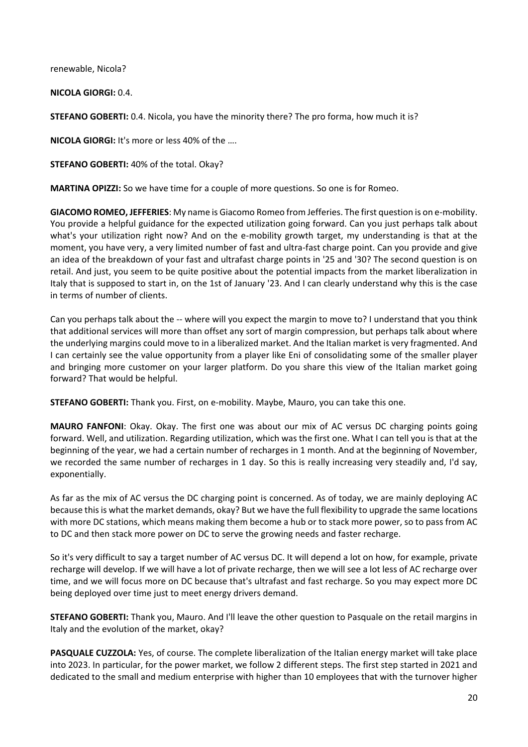renewable, Nicola?

**NICOLA GIORGI:** 0.4.

**STEFANO GOBERTI:** 0.4. Nicola, you have the minority there? The pro forma, how much it is?

**NICOLA GIORGI:** It's more or less 40% of the ….

**STEFANO GOBERTI:** 40% of the total. Okay?

**MARTINA OPIZZI:** So we have time for a couple of more questions. So one is for Romeo.

**GIACOMO ROMEO, JEFFERIES**: My name is Giacomo Romeo from Jefferies. The first question is on e-mobility. You provide a helpful guidance for the expected utilization going forward. Can you just perhaps talk about what's your utilization right now? And on the e-mobility growth target, my understanding is that at the moment, you have very, a very limited number of fast and ultra-fast charge point. Can you provide and give an idea of the breakdown of your fast and ultrafast charge points in '25 and '30? The second question is on retail. And just, you seem to be quite positive about the potential impacts from the market liberalization in Italy that is supposed to start in, on the 1st of January '23. And I can clearly understand why this is the case in terms of number of clients.

Can you perhaps talk about the -- where will you expect the margin to move to? I understand that you think that additional services will more than offset any sort of margin compression, but perhaps talk about where the underlying margins could move to in a liberalized market. And the Italian market is very fragmented. And I can certainly see the value opportunity from a player like Eni of consolidating some of the smaller player and bringing more customer on your larger platform. Do you share this view of the Italian market going forward? That would be helpful.

**STEFANO GOBERTI:** Thank you. First, on e-mobility. Maybe, Mauro, you can take this one.

**MAURO FANFONI**: Okay. Okay. The first one was about our mix of AC versus DC charging points going forward. Well, and utilization. Regarding utilization, which was the first one. What I can tell you is that at the beginning of the year, we had a certain number of recharges in 1 month. And at the beginning of November, we recorded the same number of recharges in 1 day. So this is really increasing very steadily and, I'd say, exponentially.

As far as the mix of AC versus the DC charging point is concerned. As of today, we are mainly deploying AC because this is what the market demands, okay? But we have the full flexibility to upgrade the same locations with more DC stations, which means making them become a hub or to stack more power, so to pass from AC to DC and then stack more power on DC to serve the growing needs and faster recharge.

So it's very difficult to say a target number of AC versus DC. It will depend a lot on how, for example, private recharge will develop. If we will have a lot of private recharge, then we will see a lot less of AC recharge over time, and we will focus more on DC because that's ultrafast and fast recharge. So you may expect more DC being deployed over time just to meet energy drivers demand.

**STEFANO GOBERTI:** Thank you, Mauro. And I'll leave the other question to Pasquale on the retail margins in Italy and the evolution of the market, okay?

**PASQUALE CUZZOLA:** Yes, of course. The complete liberalization of the Italian energy market will take place into 2023. In particular, for the power market, we follow 2 different steps. The first step started in 2021 and dedicated to the small and medium enterprise with higher than 10 employees that with the turnover higher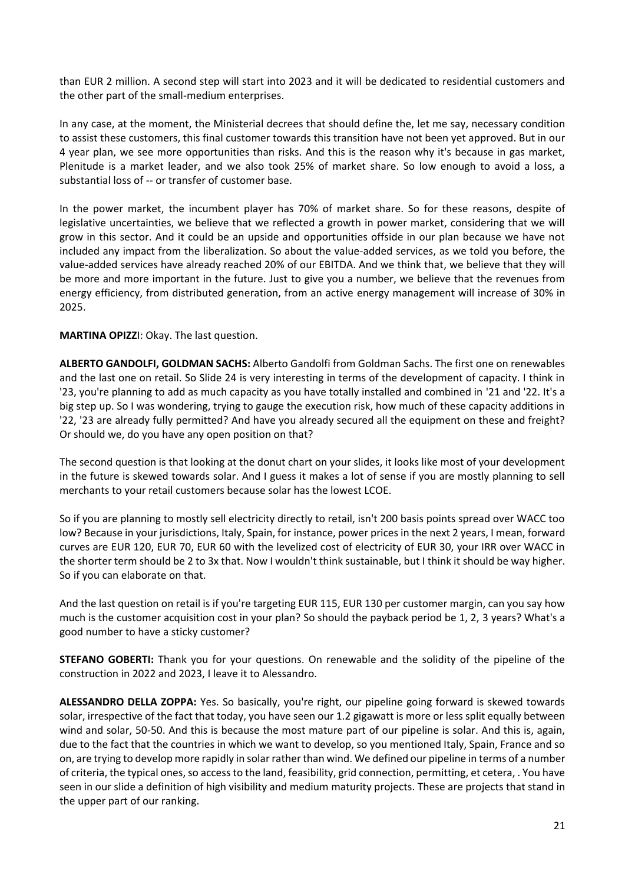than EUR 2 million. A second step will start into 2023 and it will be dedicated to residential customers and the other part of the small-medium enterprises.

In any case, at the moment, the Ministerial decrees that should define the, let me say, necessary condition to assist these customers, this final customer towards this transition have not been yet approved. But in our 4 year plan, we see more opportunities than risks. And this is the reason why it's because in gas market, Plenitude is a market leader, and we also took 25% of market share. So low enough to avoid a loss, a substantial loss of -- or transfer of customer base.

In the power market, the incumbent player has 70% of market share. So for these reasons, despite of legislative uncertainties, we believe that we reflected a growth in power market, considering that we will grow in this sector. And it could be an upside and opportunities offside in our plan because we have not included any impact from the liberalization. So about the value-added services, as we told you before, the value-added services have already reached 20% of our EBITDA. And we think that, we believe that they will be more and more important in the future. Just to give you a number, we believe that the revenues from energy efficiency, from distributed generation, from an active energy management will increase of 30% in 2025.

**MARTINA OPIZZ**I: Okay. The last question.

**ALBERTO GANDOLFI, GOLDMAN SACHS:** Alberto Gandolfi from Goldman Sachs. The first one on renewables and the last one on retail. So Slide 24 is very interesting in terms of the development of capacity. I think in '23, you're planning to add as much capacity as you have totally installed and combined in '21 and '22. It's a big step up. So I was wondering, trying to gauge the execution risk, how much of these capacity additions in '22, '23 are already fully permitted? And have you already secured all the equipment on these and freight? Or should we, do you have any open position on that?

The second question is that looking at the donut chart on your slides, it looks like most of your development in the future is skewed towards solar. And I guess it makes a lot of sense if you are mostly planning to sell merchants to your retail customers because solar has the lowest LCOE.

So if you are planning to mostly sell electricity directly to retail, isn't 200 basis points spread over WACC too low? Because in your jurisdictions, Italy, Spain, for instance, power prices in the next 2 years, I mean, forward curves are EUR 120, EUR 70, EUR 60 with the levelized cost of electricity of EUR 30, your IRR over WACC in the shorter term should be 2 to 3x that. Now I wouldn't think sustainable, but I think it should be way higher. So if you can elaborate on that.

And the last question on retail is if you're targeting EUR 115, EUR 130 per customer margin, can you say how much is the customer acquisition cost in your plan? So should the payback period be 1, 2, 3 years? What's a good number to have a sticky customer?

**STEFANO GOBERTI:** Thank you for your questions. On renewable and the solidity of the pipeline of the construction in 2022 and 2023, I leave it to Alessandro.

**ALESSANDRO DELLA ZOPPA:** Yes. So basically, you're right, our pipeline going forward is skewed towards solar, irrespective of the fact that today, you have seen our 1.2 gigawatt is more or less split equally between wind and solar, 50-50. And this is because the most mature part of our pipeline is solar. And this is, again, due to the fact that the countries in which we want to develop, so you mentioned Italy, Spain, France and so on, are trying to develop more rapidly in solar rather than wind. We defined our pipeline in terms of a number of criteria, the typical ones, so access to the land, feasibility, grid connection, permitting, et cetera, . You have seen in our slide a definition of high visibility and medium maturity projects. These are projects that stand in the upper part of our ranking.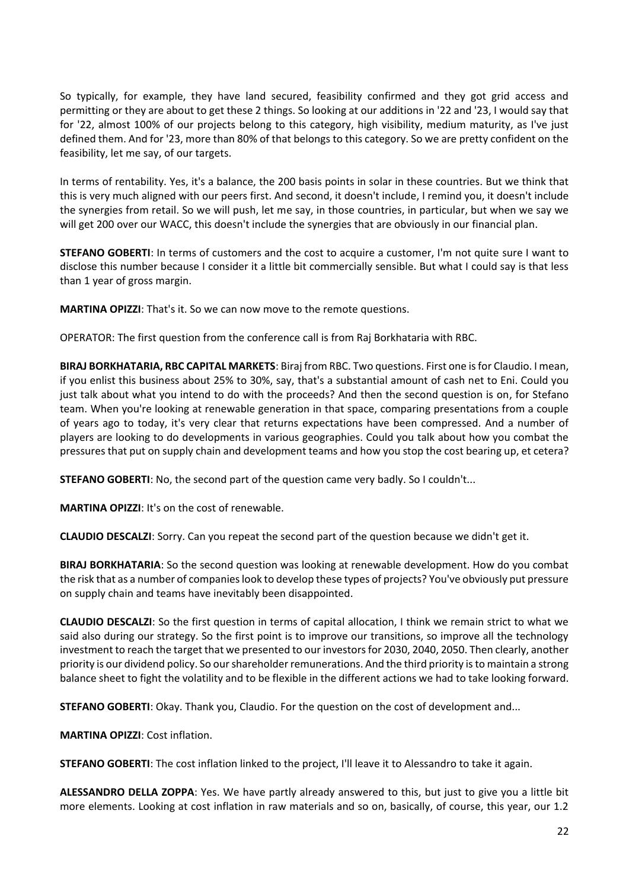So typically, for example, they have land secured, feasibility confirmed and they got grid access and permitting or they are about to get these 2 things. So looking at our additions in '22 and '23, I would say that for '22, almost 100% of our projects belong to this category, high visibility, medium maturity, as I've just defined them. And for '23, more than 80% of that belongs to this category. So we are pretty confident on the feasibility, let me say, of our targets.

In terms of rentability. Yes, it's a balance, the 200 basis points in solar in these countries. But we think that this is very much aligned with our peers first. And second, it doesn't include, I remind you, it doesn't include the synergies from retail. So we will push, let me say, in those countries, in particular, but when we say we will get 200 over our WACC, this doesn't include the synergies that are obviously in our financial plan.

**STEFANO GOBERTI**: In terms of customers and the cost to acquire a customer, I'm not quite sure I want to disclose this number because I consider it a little bit commercially sensible. But what I could say is that less than 1 year of gross margin.

**MARTINA OPIZZI**: That's it. So we can now move to the remote questions.

OPERATOR: The first question from the conference call is from Raj Borkhataria with RBC.

**BIRAJ BORKHATARIA, RBC CAPITAL MARKETS**: Biraj from RBC. Two questions. First one is for Claudio. I mean, if you enlist this business about 25% to 30%, say, that's a substantial amount of cash net to Eni. Could you just talk about what you intend to do with the proceeds? And then the second question is on, for Stefano team. When you're looking at renewable generation in that space, comparing presentations from a couple of years ago to today, it's very clear that returns expectations have been compressed. And a number of players are looking to do developments in various geographies. Could you talk about how you combat the pressures that put on supply chain and development teams and how you stop the cost bearing up, et cetera?

**STEFANO GOBERTI**: No, the second part of the question came very badly. So I couldn't...

**MARTINA OPIZZI**: It's on the cost of renewable.

**CLAUDIO DESCALZI**: Sorry. Can you repeat the second part of the question because we didn't get it.

**BIRAJ BORKHATARIA**: So the second question was looking at renewable development. How do you combat the risk that as a number of companies look to develop these types of projects? You've obviously put pressure on supply chain and teams have inevitably been disappointed.

**CLAUDIO DESCALZI**: So the first question in terms of capital allocation, I think we remain strict to what we said also during our strategy. So the first point is to improve our transitions, so improve all the technology investment to reach the target that we presented to our investors for 2030, 2040, 2050. Then clearly, another priority is our dividend policy. So our shareholder remunerations. And the third priority is to maintain a strong balance sheet to fight the volatility and to be flexible in the different actions we had to take looking forward.

**STEFANO GOBERTI**: Okay. Thank you, Claudio. For the question on the cost of development and...

**MARTINA OPIZZI**: Cost inflation.

**STEFANO GOBERTI**: The cost inflation linked to the project, I'll leave it to Alessandro to take it again.

**ALESSANDRO DELLA ZOPPA**: Yes. We have partly already answered to this, but just to give you a little bit more elements. Looking at cost inflation in raw materials and so on, basically, of course, this year, our 1.2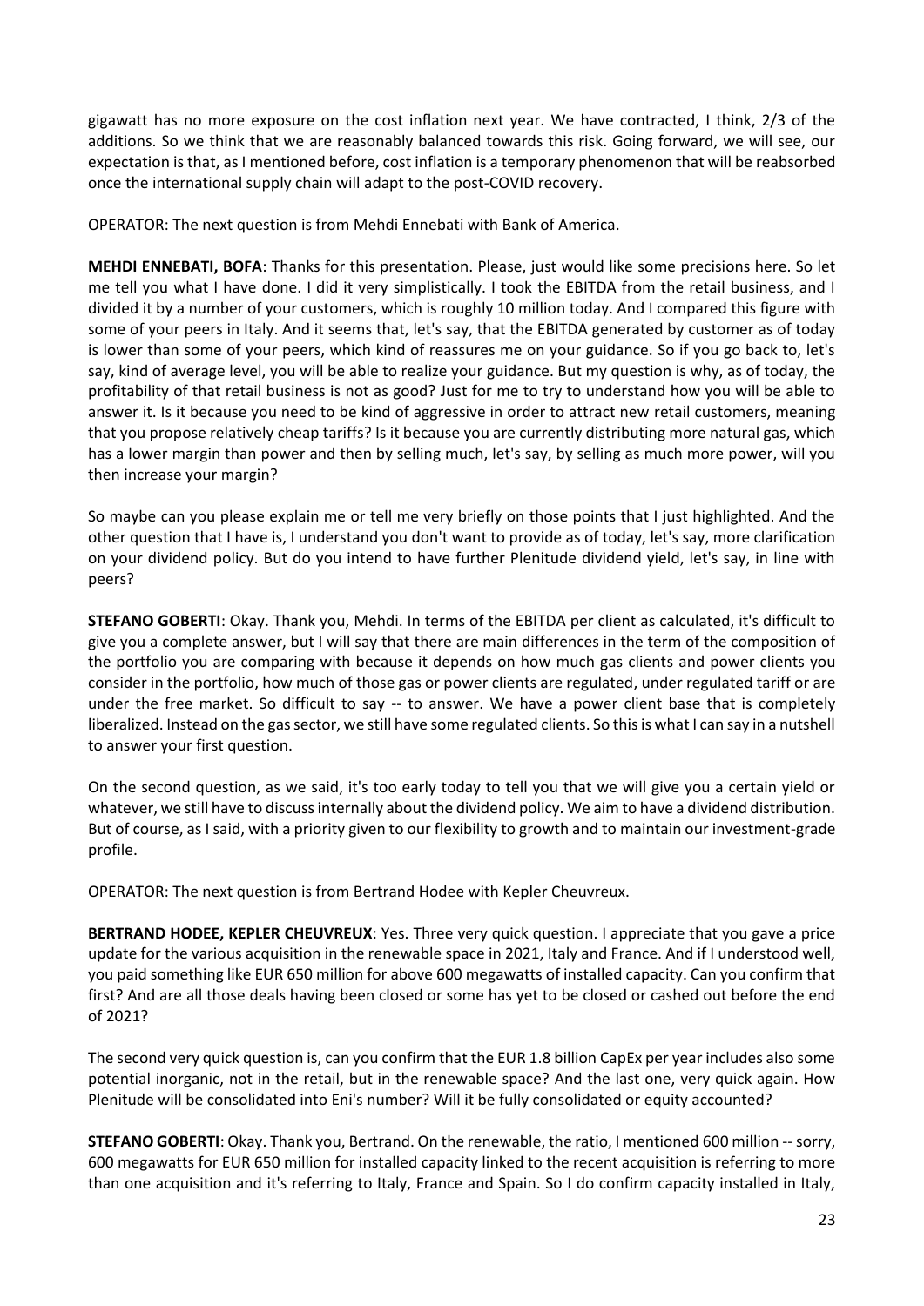gigawatt has no more exposure on the cost inflation next year. We have contracted, I think, 2/3 of the additions. So we think that we are reasonably balanced towards this risk. Going forward, we will see, our expectation is that, as I mentioned before, cost inflation is a temporary phenomenon that will be reabsorbed once the international supply chain will adapt to the post-COVID recovery.

OPERATOR: The next question is from Mehdi Ennebati with Bank of America.

**MEHDI ENNEBATI, BOFA**: Thanks for this presentation. Please, just would like some precisions here. So let me tell you what I have done. I did it very simplistically. I took the EBITDA from the retail business, and I divided it by a number of your customers, which is roughly 10 million today. And I compared this figure with some of your peers in Italy. And it seems that, let's say, that the EBITDA generated by customer as of today is lower than some of your peers, which kind of reassures me on your guidance. So if you go back to, let's say, kind of average level, you will be able to realize your guidance. But my question is why, as of today, the profitability of that retail business is not as good? Just for me to try to understand how you will be able to answer it. Is it because you need to be kind of aggressive in order to attract new retail customers, meaning that you propose relatively cheap tariffs? Is it because you are currently distributing more natural gas, which has a lower margin than power and then by selling much, let's say, by selling as much more power, will you then increase your margin?

So maybe can you please explain me or tell me very briefly on those points that I just highlighted. And the other question that I have is, I understand you don't want to provide as of today, let's say, more clarification on your dividend policy. But do you intend to have further Plenitude dividend yield, let's say, in line with peers?

**STEFANO GOBERTI**: Okay. Thank you, Mehdi. In terms of the EBITDA per client as calculated, it's difficult to give you a complete answer, but I will say that there are main differences in the term of the composition of the portfolio you are comparing with because it depends on how much gas clients and power clients you consider in the portfolio, how much of those gas or power clients are regulated, under regulated tariff or are under the free market. So difficult to say -- to answer. We have a power client base that is completely liberalized. Instead on the gas sector, we still have some regulated clients. So this is what I can say in a nutshell to answer your first question.

On the second question, as we said, it's too early today to tell you that we will give you a certain yield or whatever, we still have to discuss internally about the dividend policy. We aim to have a dividend distribution. But of course, as I said, with a priority given to our flexibility to growth and to maintain our investment-grade profile.

OPERATOR: The next question is from Bertrand Hodee with Kepler Cheuvreux.

**BERTRAND HODEE, KEPLER CHEUVREUX**: Yes. Three very quick question. I appreciate that you gave a price update for the various acquisition in the renewable space in 2021, Italy and France. And if I understood well, you paid something like EUR 650 million for above 600 megawatts of installed capacity. Can you confirm that first? And are all those deals having been closed or some has yet to be closed or cashed out before the end of 2021?

The second very quick question is, can you confirm that the EUR 1.8 billion CapEx per year includes also some potential inorganic, not in the retail, but in the renewable space? And the last one, very quick again. How Plenitude will be consolidated into Eni's number? Will it be fully consolidated or equity accounted?

**STEFANO GOBERTI**: Okay. Thank you, Bertrand. On the renewable, the ratio, I mentioned 600 million -- sorry, 600 megawatts for EUR 650 million for installed capacity linked to the recent acquisition is referring to more than one acquisition and it's referring to Italy, France and Spain. So I do confirm capacity installed in Italy,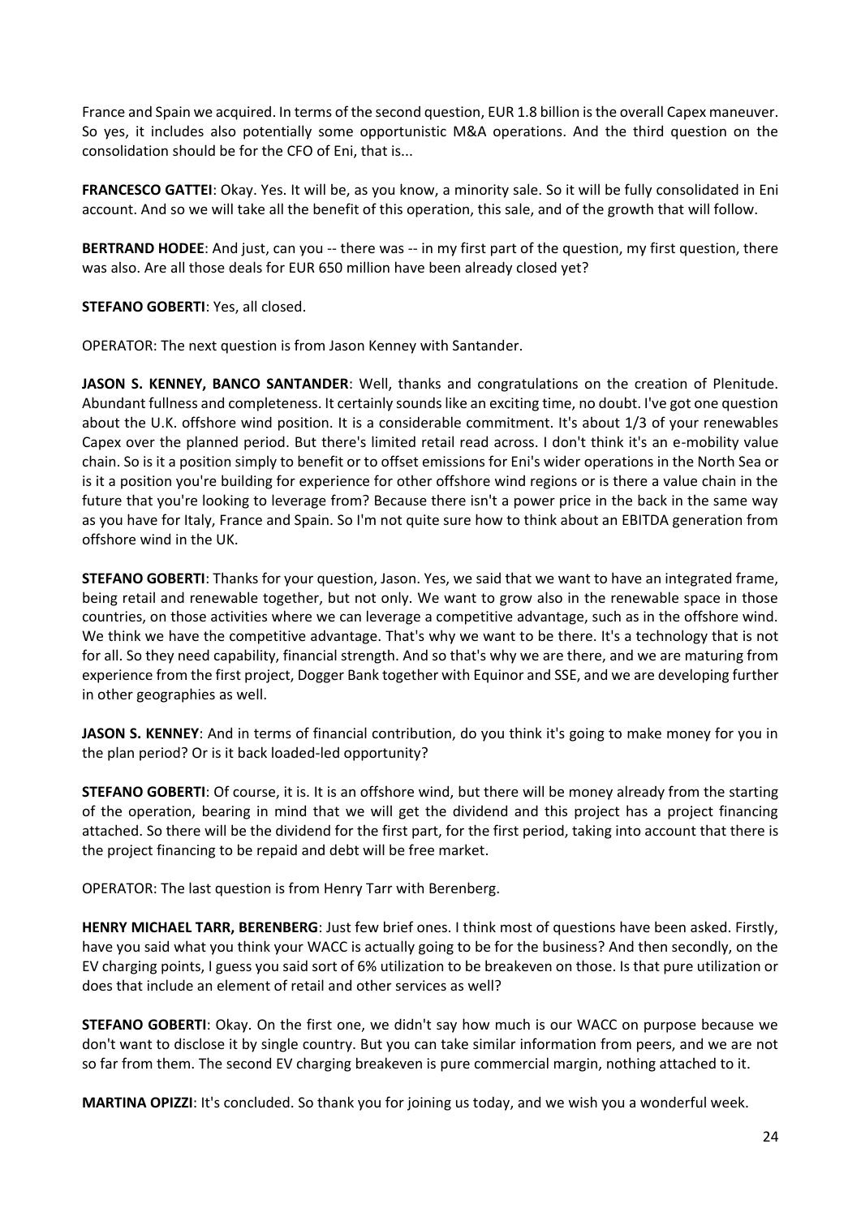France and Spain we acquired. In terms of the second question, EUR 1.8 billion is the overall Capex maneuver. So yes, it includes also potentially some opportunistic M&A operations. And the third question on the consolidation should be for the CFO of Eni, that is...

**FRANCESCO GATTEI**: Okay. Yes. It will be, as you know, a minority sale. So it will be fully consolidated in Eni account. And so we will take all the benefit of this operation, this sale, and of the growth that will follow.

**BERTRAND HODEE**: And just, can you -- there was -- in my first part of the question, my first question, there was also. Are all those deals for EUR 650 million have been already closed yet?

**STEFANO GOBERTI**: Yes, all closed.

OPERATOR: The next question is from Jason Kenney with Santander.

**JASON S. KENNEY, BANCO SANTANDER**: Well, thanks and congratulations on the creation of Plenitude. Abundant fullness and completeness. It certainly sounds like an exciting time, no doubt. I've got one question about the U.K. offshore wind position. It is a considerable commitment. It's about 1/3 of your renewables Capex over the planned period. But there's limited retail read across. I don't think it's an e-mobility value chain. So is it a position simply to benefit or to offset emissions for Eni's wider operations in the North Sea or is it a position you're building for experience for other offshore wind regions or is there a value chain in the future that you're looking to leverage from? Because there isn't a power price in the back in the same way as you have for Italy, France and Spain. So I'm not quite sure how to think about an EBITDA generation from offshore wind in the UK.

**STEFANO GOBERTI**: Thanks for your question, Jason. Yes, we said that we want to have an integrated frame, being retail and renewable together, but not only. We want to grow also in the renewable space in those countries, on those activities where we can leverage a competitive advantage, such as in the offshore wind. We think we have the competitive advantage. That's why we want to be there. It's a technology that is not for all. So they need capability, financial strength. And so that's why we are there, and we are maturing from experience from the first project, Dogger Bank together with Equinor and SSE, and we are developing further in other geographies as well.

**JASON S. KENNEY**: And in terms of financial contribution, do you think it's going to make money for you in the plan period? Or is it back loaded-led opportunity?

**STEFANO GOBERTI**: Of course, it is. It is an offshore wind, but there will be money already from the starting of the operation, bearing in mind that we will get the dividend and this project has a project financing attached. So there will be the dividend for the first part, for the first period, taking into account that there is the project financing to be repaid and debt will be free market.

OPERATOR: The last question is from Henry Tarr with Berenberg.

**HENRY MICHAEL TARR, BERENBERG**: Just few brief ones. I think most of questions have been asked. Firstly, have you said what you think your WACC is actually going to be for the business? And then secondly, on the EV charging points, I guess you said sort of 6% utilization to be breakeven on those. Is that pure utilization or does that include an element of retail and other services as well?

**STEFANO GOBERTI**: Okay. On the first one, we didn't say how much is our WACC on purpose because we don't want to disclose it by single country. But you can take similar information from peers, and we are not so far from them. The second EV charging breakeven is pure commercial margin, nothing attached to it.

**MARTINA OPIZZI**: It's concluded. So thank you for joining us today, and we wish you a wonderful week.